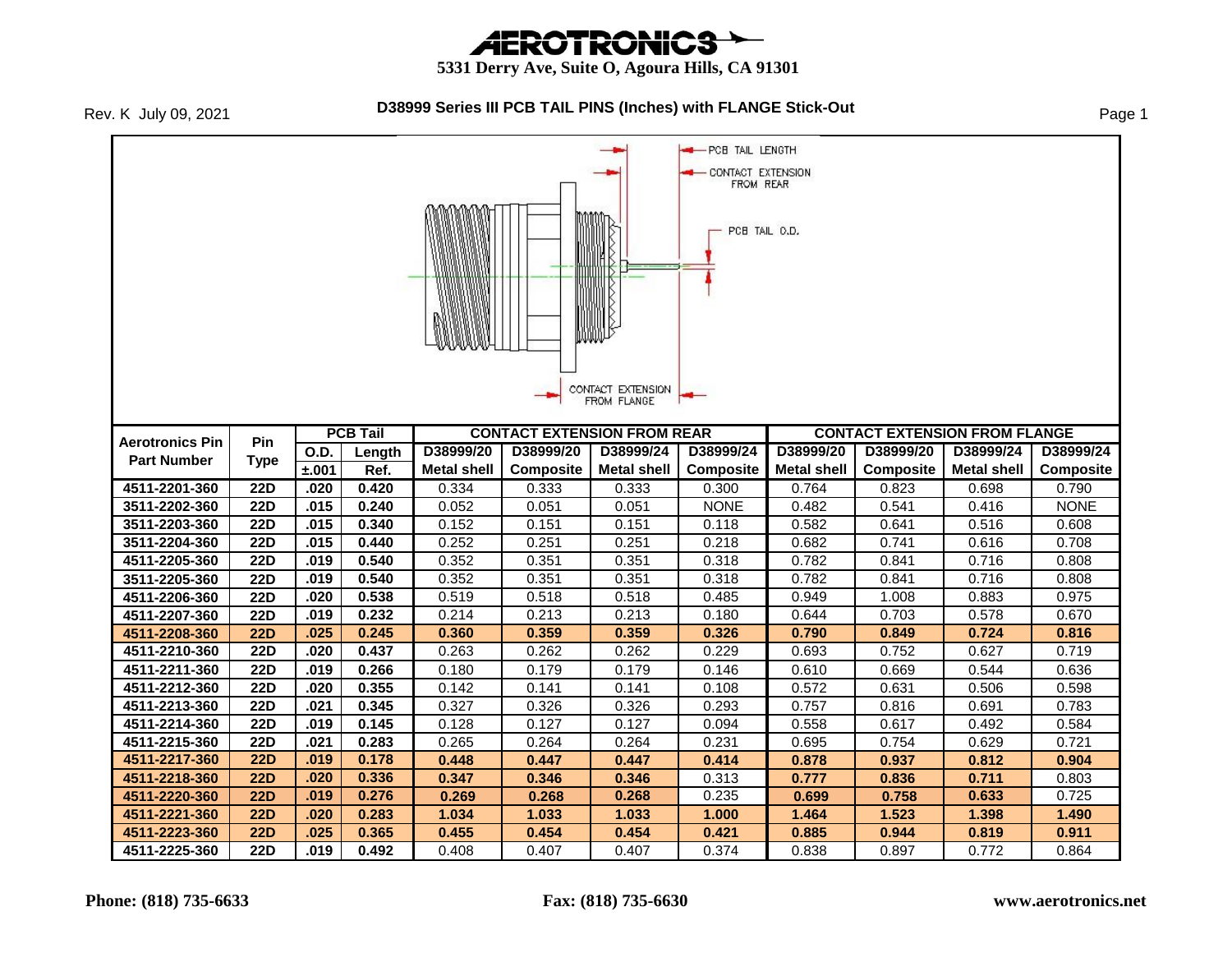# AEROTRONICS

**5331 Derry Ave, Suite O, Agoura Hills, CA 91301**

Rev. K July 09, 2021

## D38999 Series III PCB TAIL PINS (Inches) with FLANGE Stick-Out

PCB TAIL LENGTH

CONTACT EXTENSION FROM REAR

PCB TAIL O.D.

CONTACT EXTENSION FROM FLANGE

| Aerotronics Pin Part Number | Pin Type | PCB Tail | | CONTACT EXTENSION FROM REAR | | | | CONTACT EXTENSION FROM FLANGE | | | |
|---|---|---|---|---|---|---|---|---|---|---|---|
| | | O.D. ±.001 | Length Ref. | D38999/20 Metal shell | D38999/20 Composite | D38999/24 Metal shell | D38999/24 Composite | D38999/20 Metal shell | D38999/20 Composite | D38999/24 Metal shell | D38999/24 Composite |
| 4511-2201-360 | 22D | .020 | 0.420 | 0.334 | 0.333 | 0.333 | 0.300 | 0.764 | 0.823 | 0.698 | 0.790 |
| 3511-2202-360 | 22D | .015 | 0.240 | 0.052 | 0.051 | 0.051 | NONE | 0.482 | 0.541 | 0.416 | NONE |
| 3511-2203-360 | 22D | .015 | 0.340 | 0.152 | 0.151 | 0.151 | 0.118 | 0.582 | 0.641 | 0.516 | 0.608 |
| 3511-2204-360 | 22D | .015 | 0.440 | 0.252 | 0.251 | 0.251 | 0.218 | 0.682 | 0.741 | 0.616 | 0.708 |
| 4511-2205-360 | 22D | .019 | 0.540 | 0.352 | 0.351 | 0.351 | 0.318 | 0.782 | 0.841 | 0.716 | 0.808 |
| 3511-2205-360 | 22D | .019 | 0.540 | 0.352 | 0.351 | 0.351 | 0.318 | 0.782 | 0.841 | 0.716 | 0.808 |
| 4511-2206-360 | 22D | .020 | 0.538 | 0.519 | 0.518 | 0.518 | 0.485 | 0.949 | 1.008 | 0.883 | 0.975 |
| 4511-2207-360 | 22D | .019 | 0.232 | 0.214 | 0.213 | 0.213 | 0.180 | 0.644 | 0.703 | 0.578 | 0.670 |
| 4511-2208-360 | 22D | .025 | 0.245 | 0.360 | 0.359 | 0.359 | 0.326 | 0.790 | 0.849 | 0.724 | 0.816 |
| 4511-2210-360 | 22D | .020 | 0.437 | 0.263 | 0.262 | 0.262 | 0.229 | 0.693 | 0.752 | 0.627 | 0.719 |
| 4511-2211-360 | 22D | .019 | 0.266 | 0.180 | 0.179 | 0.179 | 0.146 | 0.610 | 0.669 | 0.544 | 0.636 |
| 4511-2212-360 | 22D | .020 | 0.355 | 0.142 | 0.141 | 0.141 | 0.108 | 0.572 | 0.631 | 0.506 | 0.598 |
| 4511-2213-360 | 22D | .021 | 0.345 | 0.327 | 0.326 | 0.326 | 0.293 | 0.757 | 0.816 | 0.691 | 0.783 |
| 4511-2214-360 | 22D | .019 | 0.145 | 0.128 | 0.127 | 0.127 | 0.094 | 0.558 | 0.617 | 0.492 | 0.584 |
| 4511-2215-360 | 22D | .021 | 0.283 | 0.265 | 0.264 | 0.264 | 0.231 | 0.695 | 0.754 | 0.629 | 0.721 |
| 4511-2217-360 | 22D | .019 | 0.178 | 0.448 | 0.447 | 0.447 | 0.414 | 0.878 | 0.937 | 0.812 | 0.904 |
| 4511-2218-360 | 22D | .020 | 0.336 | 0.347 | 0.346 | 0.346 | 0.313 | 0.777 | 0.836 | 0.711 | 0.803 |
| 4511-2220-360 | 22D | .019 | 0.276 | 0.269 | 0.268 | 0.268 | 0.235 | 0.699 | 0.758 | 0.633 | 0.725 |
| 4511-2221-360 | 22D | .020 | 0.283 | 1.034 | 1.033 | 1.033 | 1.000 | 1.464 | 1.523 | 1.398 | 1.490 |
| 4511-2223-360 | 22D | .025 | 0.365 | 0.455 | 0.454 | 0.454 | 0.421 | 0.885 | 0.944 | 0.819 | 0.911 |
| 4511-2225-360 | 22D | .019 | 0.492 | 0.408 | 0.407 | 0.407 | 0.374 | 0.838 | 0.897 | 0.772 | 0.864 |

**Phone: (818) 735-6633** **Fax: (818) 735-6630** **www.aerotronics.net**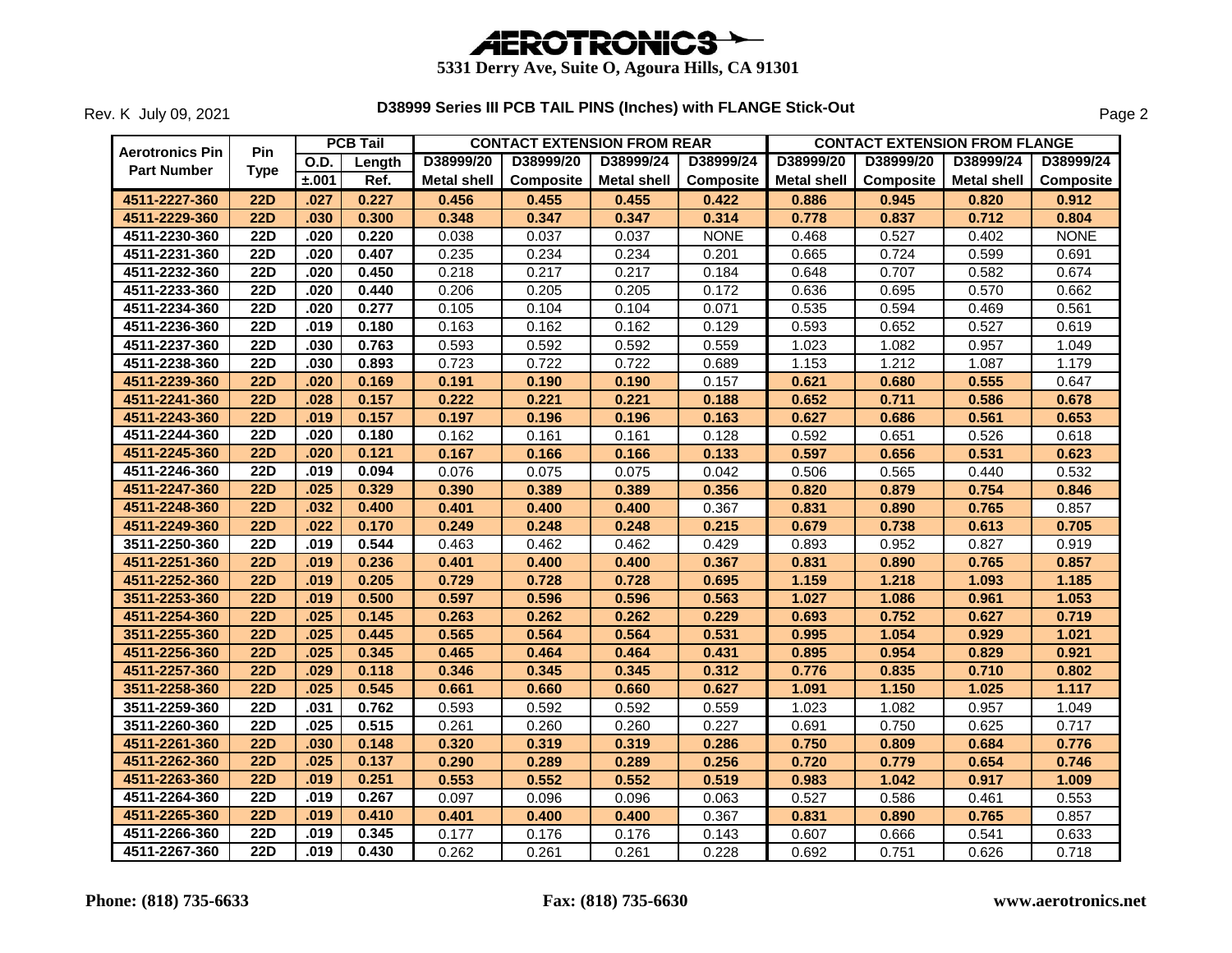# AEROTRONICS

**5331 Derry Ave, Suite O, Agoura Hills, CA 91301**

Rev. K July 09, 2021

## D38999 Series III PCB TAIL PINS (Inches) with FLANGE Stick-Out

| Aerotronics Pin Part Number | Pin Type | PCB Tail | | CONTACT EXTENSION FROM REAR | | | | CONTACT EXTENSION FROM FLANGE | | | |
|---|---|---|---|---|---|---|---|---|---|---|---|
| | | O.D. | Length | D38999/20 | D38999/20 | D38999/24 | D38999/24 | D38999/20 | D38999/20 | D38999/24 | D38999/24 |
| | | ±.001 | Ref. | Metal shell | Composite | Metal shell | Composite | Metal shell | Composite | Metal shell | Composite |
| **4511-2227-360** | **22D** | **.027** | **0.227** | **0.456** | **0.455** | **0.455** | **0.422** | **0.886** | **0.945** | **0.820** | **0.912** |
| **4511-2229-360** | **22D** | **.030** | **0.300** | **0.348** | **0.347** | **0.347** | **0.314** | **0.778** | **0.837** | **0.712** | **0.804** |
| **4511-2230-360** | **22D** | **.020** | **0.220** | 0.038 | 0.037 | 0.037 | NONE | 0.468 | 0.527 | 0.402 | NONE |
| **4511-2231-360** | **22D** | **.020** | **0.407** | 0.235 | 0.234 | 0.234 | 0.201 | 0.665 | 0.724 | 0.599 | 0.691 |
| **4511-2232-360** | **22D** | **.020** | **0.450** | 0.218 | 0.217 | 0.217 | 0.184 | 0.648 | 0.707 | 0.582 | 0.674 |
| **4511-2233-360** | **22D** | **.020** | **0.440** | 0.206 | 0.205 | 0.205 | 0.172 | 0.636 | 0.695 | 0.570 | 0.662 |
| **4511-2234-360** | **22D** | **.020** | **0.277** | 0.105 | 0.104 | 0.104 | 0.071 | 0.535 | 0.594 | 0.469 | 0.561 |
| **4511-2236-360** | **22D** | **.019** | **0.180** | 0.163 | 0.162 | 0.162 | 0.129 | 0.593 | 0.652 | 0.527 | 0.619 |
| **4511-2237-360** | **22D** | **.030** | **0.763** | 0.593 | 0.592 | 0.592 | 0.559 | 1.023 | 1.082 | 0.957 | 1.049 |
| **4511-2238-360** | **22D** | **.030** | **0.893** | 0.723 | 0.722 | 0.722 | 0.689 | 1.153 | 1.212 | 1.087 | 1.179 |
| **4511-2239-360** | **22D** | **.020** | **0.169** | **0.191** | **0.190** | **0.190** | 0.157 | **0.621** | **0.680** | **0.555** | 0.647 |
| **4511-2241-360** | **22D** | **.028** | **0.157** | **0.222** | **0.221** | **0.221** | **0.188** | **0.652** | **0.711** | **0.586** | **0.678** |
| **4511-2243-360** | **22D** | **.019** | **0.157** | **0.197** | **0.196** | **0.196** | **0.163** | **0.627** | **0.686** | **0.561** | **0.653** |
| **4511-2244-360** | **22D** | **.020** | **0.180** | 0.162 | 0.161 | 0.161 | 0.128 | 0.592 | 0.651 | 0.526 | 0.618 |
| **4511-2245-360** | **22D** | **.020** | **0.121** | **0.167** | **0.166** | **0.166** | **0.133** | **0.597** | **0.656** | **0.531** | **0.623** |
| **4511-2246-360** | **22D** | **.019** | **0.094** | 0.076 | 0.075 | 0.075 | 0.042 | 0.506 | 0.565 | 0.440 | 0.532 |
| **4511-2247-360** | **22D** | **.025** | **0.329** | **0.390** | **0.389** | **0.389** | **0.356** | **0.820** | **0.879** | **0.754** | **0.846** |
| **4511-2248-360** | **22D** | **.032** | **0.400** | **0.401** | **0.400** | **0.400** | 0.367 | **0.831** | **0.890** | **0.765** | 0.857 |
| **4511-2249-360** | **22D** | **.022** | **0.170** | **0.249** | **0.248** | **0.248** | **0.215** | **0.679** | **0.738** | **0.613** | **0.705** |
| **3511-2250-360** | **22D** | **.019** | **0.544** | 0.463 | 0.462 | 0.462 | 0.429 | 0.893 | 0.952 | 0.827 | 0.919 |
| **4511-2251-360** | **22D** | **.019** | **0.236** | **0.401** | **0.400** | **0.400** | **0.367** | **0.831** | **0.890** | **0.765** | **0.857** |
| **4511-2252-360** | **22D** | **.019** | **0.205** | **0.729** | **0.728** | **0.728** | **0.695** | **1.159** | **1.218** | **1.093** | **1.185** |
| **3511-2253-360** | **22D** | **.019** | **0.500** | **0.597** | **0.596** | **0.596** | **0.563** | **1.027** | **1.086** | **0.961** | **1.053** |
| **4511-2254-360** | **22D** | **.025** | **0.145** | **0.263** | **0.262** | **0.262** | **0.229** | **0.693** | **0.752** | **0.627** | **0.719** |
| **3511-2255-360** | **22D** | **.025** | **0.445** | **0.565** | **0.564** | **0.564** | **0.531** | **0.995** | **1.054** | **0.929** | **1.021** |
| **4511-2256-360** | **22D** | **.025** | **0.345** | **0.465** | **0.464** | **0.464** | **0.431** | **0.895** | **0.954** | **0.829** | **0.921** |
| **4511-2257-360** | **22D** | **.029** | **0.118** | **0.346** | **0.345** | **0.345** | **0.312** | **0.776** | **0.835** | **0.710** | **0.802** |
| **3511-2258-360** | **22D** | **.025** | **0.545** | **0.661** | **0.660** | **0.660** | **0.627** | **1.091** | **1.150** | **1.025** | **1.117** |
| **3511-2259-360** | **22D** | **.031** | **0.762** | 0.593 | 0.592 | 0.592 | 0.559 | 1.023 | 1.082 | 0.957 | 1.049 |
| **3511-2260-360** | **22D** | **.025** | **0.515** | 0.261 | 0.260 | 0.260 | 0.227 | 0.691 | 0.750 | 0.625 | 0.717 |
| **4511-2261-360** | **22D** | **.030** | **0.148** | **0.320** | **0.319** | **0.319** | **0.286** | **0.750** | **0.809** | **0.684** | **0.776** |
| **4511-2262-360** | **22D** | **.025** | **0.137** | **0.290** | **0.289** | **0.289** | **0.256** | **0.720** | **0.779** | **0.654** | **0.746** |
| **4511-2263-360** | **22D** | **.019** | **0.251** | **0.553** | **0.552** | **0.552** | **0.519** | **0.983** | **1.042** | **0.917** | **1.009** |
| **4511-2264-360** | **22D** | **.019** | **0.267** | 0.097 | 0.096 | 0.096 | 0.063 | 0.527 | 0.586 | 0.461 | 0.553 |
| **4511-2265-360** | **22D** | **.019** | **0.410** | **0.401** | **0.400** | **0.400** | 0.367 | **0.831** | **0.890** | **0.765** | 0.857 |
| **4511-2266-360** | **22D** | **.019** | **0.345** | 0.177 | 0.176 | 0.176 | 0.143 | 0.607 | 0.666 | 0.541 | 0.633 |
| **4511-2267-360** | **22D** | **.019** | **0.430** | 0.262 | 0.261 | 0.261 | 0.228 | 0.692 | 0.751 | 0.626 | 0.718 |

**Phone: (818) 735-6633** **Fax: (818) 735-6630** **www.aerotronics.net**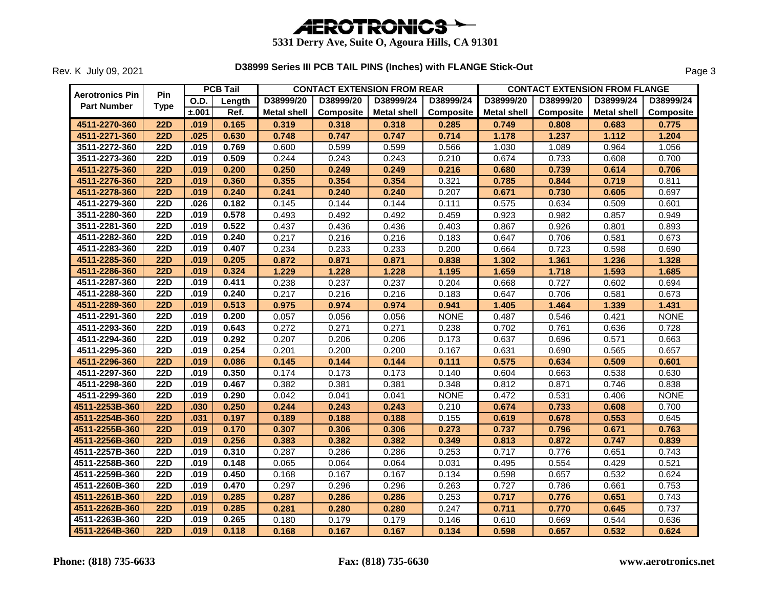# AEROTRONICS

**5331 Derry Ave, Suite O, Agoura Hills, CA 91301**

Rev. K July 09, 2021

## D38999 Series III PCB TAIL PINS (Inches) with FLANGE Stick-Out

| Aerotronics Pin Part Number | Pin Type | PCB Tail O.D. ±.001 | PCB Tail Length Ref. | CONTACT EXTENSION FROM REAR D38999/20 Metal shell | D38999/20 Composite | D38999/24 Metal shell | D38999/24 Composite | CONTACT EXTENSION FROM FLANGE D38999/20 Metal shell | D38999/20 Composite | D38999/24 Metal shell | D38999/24 Composite |
|---|---|---|---|---|---|---|---|---|---|---|---|
| 4511-2270-360 | 22D | .019 | 0.165 | 0.319 | 0.318 | 0.318 | 0.285 | 0.749 | 0.808 | 0.683 | 0.775 |
| 4511-2271-360 | 22D | .025 | 0.630 | 0.748 | 0.747 | 0.747 | 0.714 | 1.178 | 1.237 | 1.112 | 1.204 |
| 3511-2272-360 | 22D | .019 | 0.769 | 0.600 | 0.599 | 0.599 | 0.566 | 1.030 | 1.089 | 0.964 | 1.056 |
| 3511-2273-360 | 22D | .019 | 0.509 | 0.244 | 0.243 | 0.243 | 0.210 | 0.674 | 0.733 | 0.608 | 0.700 |
| 4511-2275-360 | 22D | .019 | 0.200 | 0.250 | 0.249 | 0.249 | 0.216 | 0.680 | 0.739 | 0.614 | 0.706 |
| 4511-2276-360 | 22D | .019 | 0.360 | 0.355 | 0.354 | 0.354 | 0.321 | 0.785 | 0.844 | 0.719 | 0.811 |
| 4511-2278-360 | 22D | .019 | 0.240 | 0.241 | 0.240 | 0.240 | 0.207 | 0.671 | 0.730 | 0.605 | 0.697 |
| 4511-2279-360 | 22D | .026 | 0.182 | 0.145 | 0.144 | 0.144 | 0.111 | 0.575 | 0.634 | 0.509 | 0.601 |
| 3511-2280-360 | 22D | .019 | 0.578 | 0.493 | 0.492 | 0.492 | 0.459 | 0.923 | 0.982 | 0.857 | 0.949 |
| 3511-2281-360 | 22D | .019 | 0.522 | 0.437 | 0.436 | 0.436 | 0.403 | 0.867 | 0.926 | 0.801 | 0.893 |
| 4511-2282-360 | 22D | .019 | 0.240 | 0.217 | 0.216 | 0.216 | 0.183 | 0.647 | 0.706 | 0.581 | 0.673 |
| 4511-2283-360 | 22D | .019 | 0.407 | 0.234 | 0.233 | 0.233 | 0.200 | 0.664 | 0.723 | 0.598 | 0.690 |
| 4511-2285-360 | 22D | .019 | 0.205 | 0.872 | 0.871 | 0.871 | 0.838 | 1.302 | 1.361 | 1.236 | 1.328 |
| 4511-2286-360 | 22D | .019 | 0.324 | 1.229 | 1.228 | 1.228 | 1.195 | 1.659 | 1.718 | 1.593 | 1.685 |
| 4511-2287-360 | 22D | .019 | 0.411 | 0.238 | 0.237 | 0.237 | 0.204 | 0.668 | 0.727 | 0.602 | 0.694 |
| 4511-2288-360 | 22D | .019 | 0.240 | 0.217 | 0.216 | 0.216 | 0.183 | 0.647 | 0.706 | 0.581 | 0.673 |
| 4511-2289-360 | 22D | .019 | 0.513 | 0.975 | 0.974 | 0.974 | 0.941 | 1.405 | 1.464 | 1.339 | 1.431 |
| 4511-2291-360 | 22D | .019 | 0.200 | 0.057 | 0.056 | 0.056 | NONE | 0.487 | 0.546 | 0.421 | NONE |
| 4511-2293-360 | 22D | .019 | 0.643 | 0.272 | 0.271 | 0.271 | 0.238 | 0.702 | 0.761 | 0.636 | 0.728 |
| 4511-2294-360 | 22D | .019 | 0.292 | 0.207 | 0.206 | 0.206 | 0.173 | 0.637 | 0.696 | 0.571 | 0.663 |
| 4511-2295-360 | 22D | .019 | 0.254 | 0.201 | 0.200 | 0.200 | 0.167 | 0.631 | 0.690 | 0.565 | 0.657 |
| 4511-2296-360 | 22D | .019 | 0.086 | 0.145 | 0.144 | 0.144 | 0.111 | 0.575 | 0.634 | 0.509 | 0.601 |
| 4511-2297-360 | 22D | .019 | 0.350 | 0.174 | 0.173 | 0.173 | 0.140 | 0.604 | 0.663 | 0.538 | 0.630 |
| 4511-2298-360 | 22D | .019 | 0.467 | 0.382 | 0.381 | 0.381 | 0.348 | 0.812 | 0.871 | 0.746 | 0.838 |
| 4511-2299-360 | 22D | .019 | 0.290 | 0.042 | 0.041 | 0.041 | NONE | 0.472 | 0.531 | 0.406 | NONE |
| 4511-2253B-360 | 22D | .030 | 0.250 | 0.244 | 0.243 | 0.243 | 0.210 | 0.674 | 0.733 | 0.608 | 0.700 |
| 4511-2254B-360 | 22D | .031 | 0.197 | 0.189 | 0.188 | 0.188 | 0.155 | 0.619 | 0.678 | 0.553 | 0.645 |
| 4511-2255B-360 | 22D | .019 | 0.170 | 0.307 | 0.306 | 0.306 | 0.273 | 0.737 | 0.796 | 0.671 | 0.763 |
| 4511-2256B-360 | 22D | .019 | 0.256 | 0.383 | 0.382 | 0.382 | 0.349 | 0.813 | 0.872 | 0.747 | 0.839 |
| 4511-2257B-360 | 22D | .019 | 0.310 | 0.287 | 0.286 | 0.286 | 0.253 | 0.717 | 0.776 | 0.651 | 0.743 |
| 4511-2258B-360 | 22D | .019 | 0.148 | 0.065 | 0.064 | 0.064 | 0.031 | 0.495 | 0.554 | 0.429 | 0.521 |
| 4511-2259B-360 | 22D | .019 | 0.450 | 0.168 | 0.167 | 0.167 | 0.134 | 0.598 | 0.657 | 0.532 | 0.624 |
| 4511-2260B-360 | 22D | .019 | 0.470 | 0.297 | 0.296 | 0.296 | 0.263 | 0.727 | 0.786 | 0.661 | 0.753 |
| 4511-2261B-360 | 22D | .019 | 0.285 | 0.287 | 0.286 | 0.286 | 0.253 | 0.717 | 0.776 | 0.651 | 0.743 |
| 4511-2262B-360 | 22D | .019 | 0.285 | 0.281 | 0.280 | 0.280 | 0.247 | 0.711 | 0.770 | 0.645 | 0.737 |
| 4511-2263B-360 | 22D | .019 | 0.265 | 0.180 | 0.179 | 0.179 | 0.146 | 0.610 | 0.669 | 0.544 | 0.636 |
| 4511-2264B-360 | 22D | .019 | 0.118 | 0.168 | 0.167 | 0.167 | 0.134 | 0.598 | 0.657 | 0.532 | 0.624 |

**Phone: (818) 735-6633** **Fax: (818) 735-6630** **www.aerotronics.net**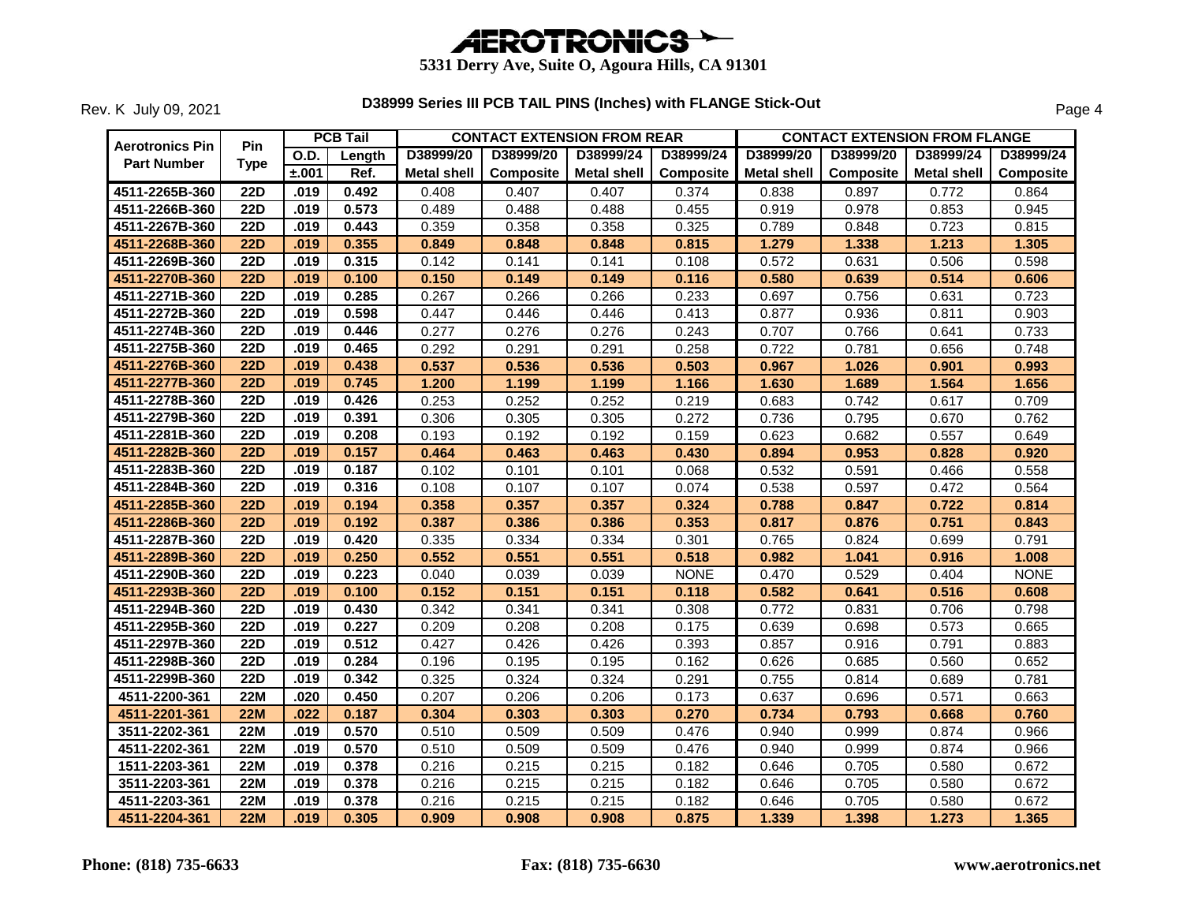# AEROTRONICS

**5331 Derry Ave, Suite O, Agoura Hills, CA 91301**

Rev. K July 09, 2021

## D38999 Series III PCB TAIL PINS (Inches) with FLANGE Stick-Out

| Aerotronics Pin Part Number | Pin Type | PCB Tail | | CONTACT EXTENSION FROM REAR | | | | CONTACT EXTENSION FROM FLANGE | | | |
|---|---|---|---|---|---|---|---|---|---|---|---|
| | | O.D. | Length | D38999/20 | D38999/20 | D38999/24 | D38999/24 | D38999/20 | D38999/20 | D38999/24 | D38999/24 |
| | | ±.001 | Ref. | Metal shell | Composite | Metal shell | Composite | Metal shell | Composite | Metal shell | Composite |
| 4511-2265B-360 | 22D | .019 | 0.492 | 0.408 | 0.407 | 0.407 | 0.374 | 0.838 | 0.897 | 0.772 | 0.864 |
| 4511-2266B-360 | 22D | .019 | 0.573 | 0.489 | 0.488 | 0.488 | 0.455 | 0.919 | 0.978 | 0.853 | 0.945 |
| 4511-2267B-360 | 22D | .019 | 0.443 | 0.359 | 0.358 | 0.358 | 0.325 | 0.789 | 0.848 | 0.723 | 0.815 |
| **4511-2268B-360** | **22D** | **.019** | **0.355** | **0.849** | **0.848** | **0.848** | **0.815** | **1.279** | **1.338** | **1.213** | **1.305** |
| 4511-2269B-360 | 22D | .019 | 0.315 | 0.142 | 0.141 | 0.141 | 0.108 | 0.572 | 0.631 | 0.506 | 0.598 |
| **4511-2270B-360** | **22D** | **.019** | **0.100** | **0.150** | **0.149** | **0.149** | **0.116** | **0.580** | **0.639** | **0.514** | **0.606** |
| 4511-2271B-360 | 22D | .019 | 0.285 | 0.267 | 0.266 | 0.266 | 0.233 | 0.697 | 0.756 | 0.631 | 0.723 |
| 4511-2272B-360 | 22D | .019 | 0.598 | 0.447 | 0.446 | 0.446 | 0.413 | 0.877 | 0.936 | 0.811 | 0.903 |
| 4511-2274B-360 | 22D | .019 | 0.446 | 0.277 | 0.276 | 0.276 | 0.243 | 0.707 | 0.766 | 0.641 | 0.733 |
| 4511-2275B-360 | 22D | .019 | 0.465 | 0.292 | 0.291 | 0.291 | 0.258 | 0.722 | 0.781 | 0.656 | 0.748 |
| **4511-2276B-360** | **22D** | **.019** | **0.438** | **0.537** | **0.536** | **0.536** | **0.503** | **0.967** | **1.026** | **0.901** | **0.993** |
| **4511-2277B-360** | **22D** | **.019** | **0.745** | **1.200** | **1.199** | **1.199** | **1.166** | **1.630** | **1.689** | **1.564** | **1.656** |
| 4511-2278B-360 | 22D | .019 | 0.426 | 0.253 | 0.252 | 0.252 | 0.219 | 0.683 | 0.742 | 0.617 | 0.709 |
| 4511-2279B-360 | 22D | .019 | 0.391 | 0.306 | 0.305 | 0.305 | 0.272 | 0.736 | 0.795 | 0.670 | 0.762 |
| 4511-2281B-360 | 22D | .019 | 0.208 | 0.193 | 0.192 | 0.192 | 0.159 | 0.623 | 0.682 | 0.557 | 0.649 |
| **4511-2282B-360** | **22D** | **.019** | **0.157** | **0.464** | **0.463** | **0.463** | **0.430** | **0.894** | **0.953** | **0.828** | **0.920** |
| 4511-2283B-360 | 22D | .019 | 0.187 | 0.102 | 0.101 | 0.101 | 0.068 | 0.532 | 0.591 | 0.466 | 0.558 |
| 4511-2284B-360 | 22D | .019 | 0.316 | 0.108 | 0.107 | 0.107 | 0.074 | 0.538 | 0.597 | 0.472 | 0.564 |
| **4511-2285B-360** | **22D** | **.019** | **0.194** | **0.358** | **0.357** | **0.357** | **0.324** | **0.788** | **0.847** | **0.722** | **0.814** |
| **4511-2286B-360** | **22D** | **.019** | **0.192** | **0.387** | **0.386** | **0.386** | **0.353** | **0.817** | **0.876** | **0.751** | **0.843** |
| 4511-2287B-360 | 22D | .019 | 0.420 | 0.335 | 0.334 | 0.334 | 0.301 | 0.765 | 0.824 | 0.699 | 0.791 |
| **4511-2289B-360** | **22D** | **.019** | **0.250** | **0.552** | **0.551** | **0.551** | **0.518** | **0.982** | **1.041** | **0.916** | **1.008** |
| 4511-2290B-360 | 22D | .019 | 0.223 | 0.040 | 0.039 | 0.039 | NONE | 0.470 | 0.529 | 0.404 | NONE |
| **4511-2293B-360** | **22D** | **.019** | **0.100** | **0.152** | **0.151** | **0.151** | **0.118** | **0.582** | **0.641** | **0.516** | **0.608** |
| 4511-2294B-360 | 22D | .019 | 0.430 | 0.342 | 0.341 | 0.341 | 0.308 | 0.772 | 0.831 | 0.706 | 0.798 |
| 4511-2295B-360 | 22D | .019 | 0.227 | 0.209 | 0.208 | 0.208 | 0.175 | 0.639 | 0.698 | 0.573 | 0.665 |
| 4511-2297B-360 | 22D | .019 | 0.512 | 0.427 | 0.426 | 0.426 | 0.393 | 0.857 | 0.916 | 0.791 | 0.883 |
| 4511-2298B-360 | 22D | .019 | 0.284 | 0.196 | 0.195 | 0.195 | 0.162 | 0.626 | 0.685 | 0.560 | 0.652 |
| 4511-2299B-360 | 22D | .019 | 0.342 | 0.325 | 0.324 | 0.324 | 0.291 | 0.755 | 0.814 | 0.689 | 0.781 |
| 4511-2200-361 | 22M | .020 | 0.450 | 0.207 | 0.206 | 0.206 | 0.173 | 0.637 | 0.696 | 0.571 | 0.663 |
| **4511-2201-361** | **22M** | **.022** | **0.187** | **0.304** | **0.303** | **0.303** | **0.270** | **0.734** | **0.793** | **0.668** | **0.760** |
| 3511-2202-361 | 22M | .019 | 0.570 | 0.510 | 0.509 | 0.509 | 0.476 | 0.940 | 0.999 | 0.874 | 0.966 |
| 4511-2202-361 | 22M | .019 | 0.570 | 0.510 | 0.509 | 0.509 | 0.476 | 0.940 | 0.999 | 0.874 | 0.966 |
| 1511-2203-361 | 22M | .019 | 0.378 | 0.216 | 0.215 | 0.215 | 0.182 | 0.646 | 0.705 | 0.580 | 0.672 |
| 3511-2203-361 | 22M | .019 | 0.378 | 0.216 | 0.215 | 0.215 | 0.182 | 0.646 | 0.705 | 0.580 | 0.672 |
| 4511-2203-361 | 22M | .019 | 0.378 | 0.216 | 0.215 | 0.215 | 0.182 | 0.646 | 0.705 | 0.580 | 0.672 |
| **4511-2204-361** | **22M** | **.019** | **0.305** | **0.909** | **0.908** | **0.908** | **0.875** | **1.339** | **1.398** | **1.273** | **1.365** |

**Phone: (818) 735-6633** **Fax: (818) 735-6630** **www.aerotronics.net**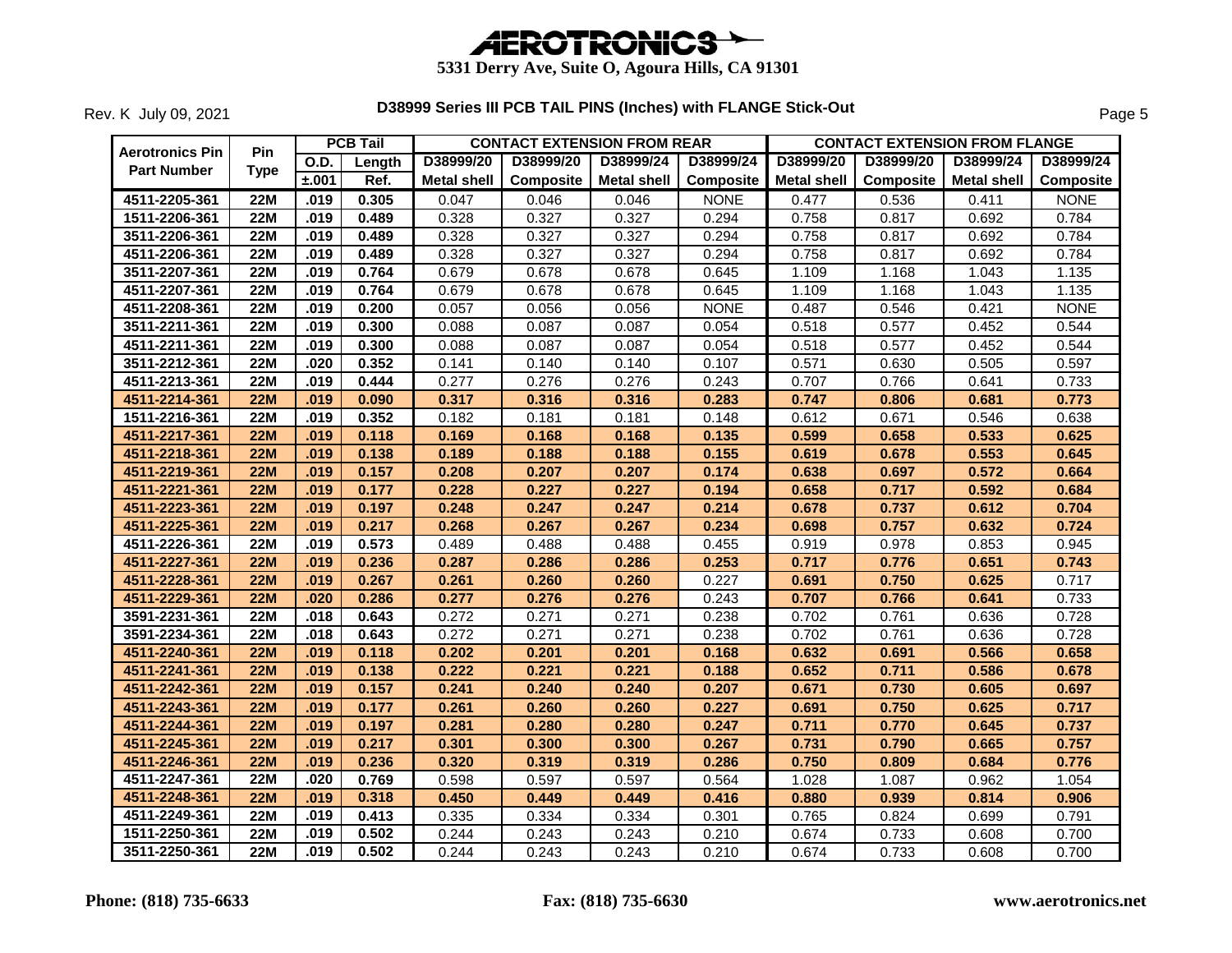AEROTRONICS

5331 Derry Ave, Suite O, Agoura Hills, CA 91301

Rev. K July 09, 2021

## D38999 Series III PCB TAIL PINS (Inches) with FLANGE Stick-Out

| Aerotronics Pin Part Number | Pin Type | PCB Tail | | CONTACT EXTENSION FROM REAR | | | | CONTACT EXTENSION FROM FLANGE | | | |
|---|---|---|---|---|---|---|---|---|---|---|---|
| | | O.D. | Length | D38999/20 | D38999/20 | D38999/24 | D38999/24 | D38999/20 | D38999/20 | D38999/24 | D38999/24 |
| | | ±.001 | Ref. | Metal shell | Composite | Metal shell | Composite | Metal shell | Composite | Metal shell | Composite |
| 4511-2205-361 | 22M | .019 | 0.305 | 0.047 | 0.046 | 0.046 | NONE | 0.477 | 0.536 | 0.411 | NONE |
| 1511-2206-361 | 22M | .019 | 0.489 | 0.328 | 0.327 | 0.327 | 0.294 | 0.758 | 0.817 | 0.692 | 0.784 |
| 3511-2206-361 | 22M | .019 | 0.489 | 0.328 | 0.327 | 0.327 | 0.294 | 0.758 | 0.817 | 0.692 | 0.784 |
| 4511-2206-361 | 22M | .019 | 0.489 | 0.328 | 0.327 | 0.327 | 0.294 | 0.758 | 0.817 | 0.692 | 0.784 |
| 3511-2207-361 | 22M | .019 | 0.764 | 0.679 | 0.678 | 0.678 | 0.645 | 1.109 | 1.168 | 1.043 | 1.135 |
| 4511-2207-361 | 22M | .019 | 0.764 | 0.679 | 0.678 | 0.678 | 0.645 | 1.109 | 1.168 | 1.043 | 1.135 |
| 4511-2208-361 | 22M | .019 | 0.200 | 0.057 | 0.056 | 0.056 | NONE | 0.487 | 0.546 | 0.421 | NONE |
| 3511-2211-361 | 22M | .019 | 0.300 | 0.088 | 0.087 | 0.087 | 0.054 | 0.518 | 0.577 | 0.452 | 0.544 |
| 4511-2211-361 | 22M | .019 | 0.300 | 0.088 | 0.087 | 0.087 | 0.054 | 0.518 | 0.577 | 0.452 | 0.544 |
| 3511-2212-361 | 22M | .020 | 0.352 | 0.141 | 0.140 | 0.140 | 0.107 | 0.571 | 0.630 | 0.505 | 0.597 |
| 4511-2213-361 | 22M | .019 | 0.444 | 0.277 | 0.276 | 0.276 | 0.243 | 0.707 | 0.766 | 0.641 | 0.733 |
| **4511-2214-361** | **22M** | **.019** | **0.090** | **0.317** | **0.316** | **0.316** | **0.283** | **0.747** | **0.806** | **0.681** | **0.773** |
| 1511-2216-361 | 22M | .019 | 0.352 | 0.182 | 0.181 | 0.181 | 0.148 | 0.612 | 0.671 | 0.546 | 0.638 |
| **4511-2217-361** | **22M** | **.019** | **0.118** | **0.169** | **0.168** | **0.168** | **0.135** | **0.599** | **0.658** | **0.533** | **0.625** |
| **4511-2218-361** | **22M** | **.019** | **0.138** | **0.189** | **0.188** | **0.188** | **0.155** | **0.619** | **0.678** | **0.553** | **0.645** |
| **4511-2219-361** | **22M** | **.019** | **0.157** | **0.208** | **0.207** | **0.207** | **0.174** | **0.638** | **0.697** | **0.572** | **0.664** |
| **4511-2221-361** | **22M** | **.019** | **0.177** | **0.228** | **0.227** | **0.227** | **0.194** | **0.658** | **0.717** | **0.592** | **0.684** |
| **4511-2223-361** | **22M** | **.019** | **0.197** | **0.248** | **0.247** | **0.247** | **0.214** | **0.678** | **0.737** | **0.612** | **0.704** |
| **4511-2225-361** | **22M** | **.019** | **0.217** | **0.268** | **0.267** | **0.267** | **0.234** | **0.698** | **0.757** | **0.632** | **0.724** |
| 4511-2226-361 | 22M | .019 | 0.573 | 0.489 | 0.488 | 0.488 | 0.455 | 0.919 | 0.978 | 0.853 | 0.945 |
| **4511-2227-361** | **22M** | **.019** | **0.236** | **0.287** | **0.286** | **0.286** | **0.253** | **0.717** | **0.776** | **0.651** | **0.743** |
| **4511-2228-361** | **22M** | **.019** | **0.267** | **0.261** | **0.260** | **0.260** | 0.227 | **0.691** | **0.750** | **0.625** | 0.717 |
| **4511-2229-361** | **22M** | **.020** | **0.286** | **0.277** | **0.276** | **0.276** | 0.243 | **0.707** | **0.766** | **0.641** | 0.733 |
| 3591-2231-361 | 22M | .018 | 0.643 | 0.272 | 0.271 | 0.271 | 0.238 | 0.702 | 0.761 | 0.636 | 0.728 |
| 3591-2234-361 | 22M | .018 | 0.643 | 0.272 | 0.271 | 0.271 | 0.238 | 0.702 | 0.761 | 0.636 | 0.728 |
| **4511-2240-361** | **22M** | **.019** | **0.118** | **0.202** | **0.201** | **0.201** | **0.168** | **0.632** | **0.691** | **0.566** | **0.658** |
| **4511-2241-361** | **22M** | **.019** | **0.138** | **0.222** | **0.221** | **0.221** | **0.188** | **0.652** | **0.711** | **0.586** | **0.678** |
| **4511-2242-361** | **22M** | **.019** | **0.157** | **0.241** | **0.240** | **0.240** | **0.207** | **0.671** | **0.730** | **0.605** | **0.697** |
| **4511-2243-361** | **22M** | **.019** | **0.177** | **0.261** | **0.260** | **0.260** | **0.227** | **0.691** | **0.750** | **0.625** | **0.717** |
| **4511-2244-361** | **22M** | **.019** | **0.197** | **0.281** | **0.280** | **0.280** | **0.247** | **0.711** | **0.770** | **0.645** | **0.737** |
| **4511-2245-361** | **22M** | **.019** | **0.217** | **0.301** | **0.300** | **0.300** | **0.267** | **0.731** | **0.790** | **0.665** | **0.757** |
| **4511-2246-361** | **22M** | **.019** | **0.236** | **0.320** | **0.319** | **0.319** | **0.286** | **0.750** | **0.809** | **0.684** | **0.776** |
| 4511-2247-361 | 22M | .020 | 0.769 | 0.598 | 0.597 | 0.597 | 0.564 | 1.028 | 1.087 | 0.962 | 1.054 |
| **4511-2248-361** | **22M** | **.019** | **0.318** | **0.450** | **0.449** | **0.449** | **0.416** | **0.880** | **0.939** | **0.814** | **0.906** |
| 4511-2249-361 | 22M | .019 | 0.413 | 0.335 | 0.334 | 0.334 | 0.301 | 0.765 | 0.824 | 0.699 | 0.791 |
| 1511-2250-361 | 22M | .019 | 0.502 | 0.244 | 0.243 | 0.243 | 0.210 | 0.674 | 0.733 | 0.608 | 0.700 |
| 3511-2250-361 | 22M | .019 | 0.502 | 0.244 | 0.243 | 0.243 | 0.210 | 0.674 | 0.733 | 0.608 | 0.700 |

Phone: (818) 735-6633 Fax: (818) 735-6630 www.aerotronics.net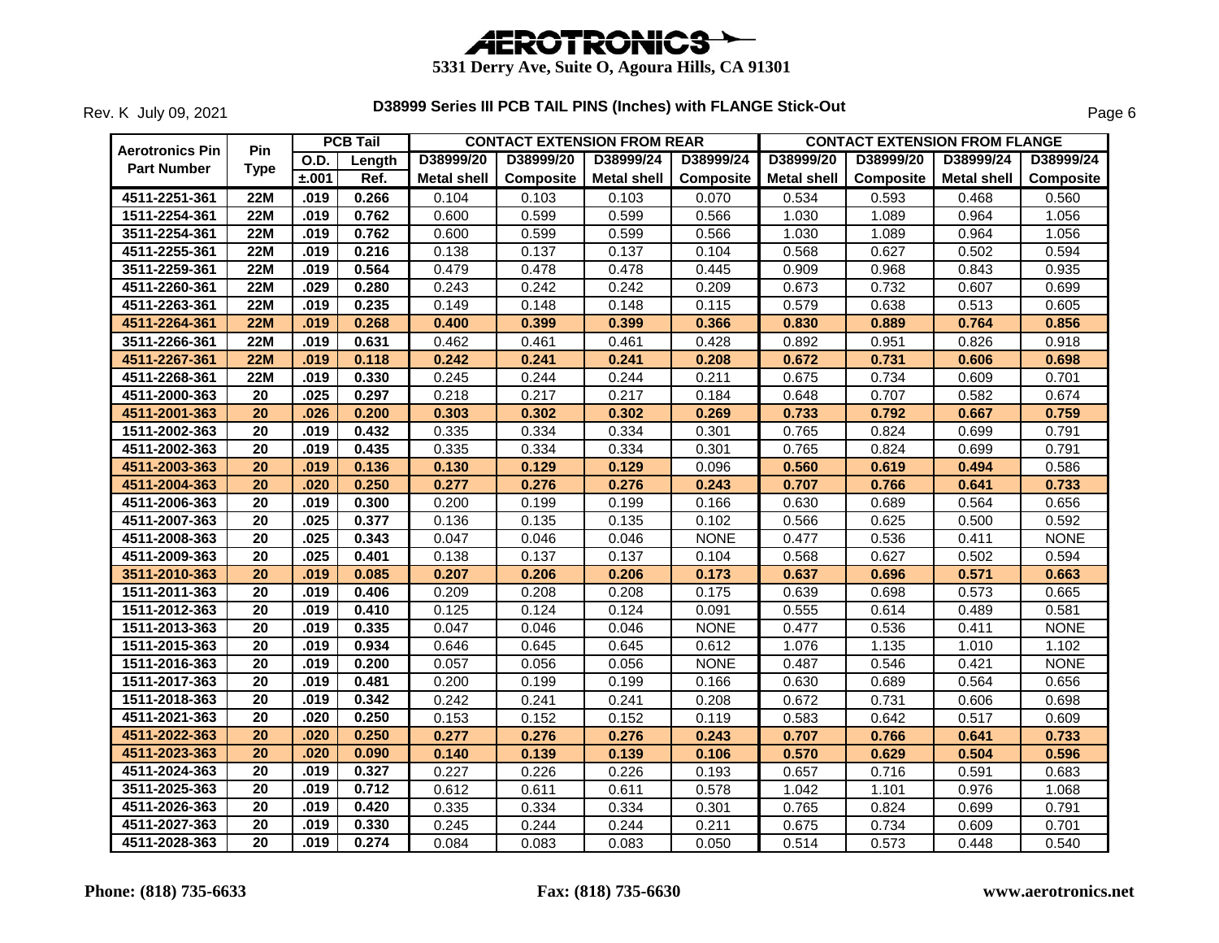# AEROTRONICS

**5331 Derry Ave, Suite O, Agoura Hills, CA 91301**

Rev. K July 09, 2021

**D38999 Series III PCB TAIL PINS (Inches) with FLANGE Stick-Out**

| Aerotronics Pin Part Number | Pin Type | PCB Tail | | CONTACT EXTENSION FROM REAR | | | | CONTACT EXTENSION FROM FLANGE | | | |
|---|---|---|---|---|---|---|---|---|---|---|---|
| | | O.D. | Length | D38999/20 | D38999/20 | D38999/24 | D38999/24 | D38999/20 | D38999/20 | D38999/24 | D38999/24 |
| | | ±.001 | Ref. | Metal shell | Composite | Metal shell | Composite | Metal shell | Composite | Metal shell | Composite |
| 4511-2251-361 | 22M | .019 | 0.266 | 0.104 | 0.103 | 0.103 | 0.070 | 0.534 | 0.593 | 0.468 | 0.560 |
| 1511-2254-361 | 22M | .019 | 0.762 | 0.600 | 0.599 | 0.599 | 0.566 | 1.030 | 1.089 | 0.964 | 1.056 |
| 3511-2254-361 | 22M | .019 | 0.762 | 0.600 | 0.599 | 0.599 | 0.566 | 1.030 | 1.089 | 0.964 | 1.056 |
| 4511-2255-361 | 22M | .019 | 0.216 | 0.138 | 0.137 | 0.137 | 0.104 | 0.568 | 0.627 | 0.502 | 0.594 |
| 3511-2259-361 | 22M | .019 | 0.564 | 0.479 | 0.478 | 0.478 | 0.445 | 0.909 | 0.968 | 0.843 | 0.935 |
| 4511-2260-361 | 22M | .029 | 0.280 | 0.243 | 0.242 | 0.242 | 0.209 | 0.673 | 0.732 | 0.607 | 0.699 |
| 4511-2263-361 | 22M | .019 | 0.235 | 0.149 | 0.148 | 0.148 | 0.115 | 0.579 | 0.638 | 0.513 | 0.605 |
| 4511-2264-361 | 22M | .019 | 0.268 | 0.400 | 0.399 | 0.399 | 0.366 | 0.830 | 0.889 | 0.764 | 0.856 |
| 3511-2266-361 | 22M | .019 | 0.631 | 0.462 | 0.461 | 0.461 | 0.428 | 0.892 | 0.951 | 0.826 | 0.918 |
| 4511-2267-361 | 22M | .019 | 0.118 | 0.242 | 0.241 | 0.241 | 0.208 | 0.672 | 0.731 | 0.606 | 0.698 |
| 4511-2268-361 | 22M | .019 | 0.330 | 0.245 | 0.244 | 0.244 | 0.211 | 0.675 | 0.734 | 0.609 | 0.701 |
| 4511-2000-363 | 20 | .025 | 0.297 | 0.218 | 0.217 | 0.217 | 0.184 | 0.648 | 0.707 | 0.582 | 0.674 |
| 4511-2001-363 | 20 | .026 | 0.200 | 0.303 | 0.302 | 0.302 | 0.269 | 0.733 | 0.792 | 0.667 | 0.759 |
| 1511-2002-363 | 20 | .019 | 0.432 | 0.335 | 0.334 | 0.334 | 0.301 | 0.765 | 0.824 | 0.699 | 0.791 |
| 4511-2002-363 | 20 | .019 | 0.435 | 0.335 | 0.334 | 0.334 | 0.301 | 0.765 | 0.824 | 0.699 | 0.791 |
| 4511-2003-363 | 20 | .019 | 0.136 | 0.130 | 0.129 | 0.129 | 0.096 | 0.560 | 0.619 | 0.494 | 0.586 |
| 4511-2004-363 | 20 | .020 | 0.250 | 0.277 | 0.276 | 0.276 | 0.243 | 0.707 | 0.766 | 0.641 | 0.733 |
| 4511-2006-363 | 20 | .019 | 0.300 | 0.200 | 0.199 | 0.199 | 0.166 | 0.630 | 0.689 | 0.564 | 0.656 |
| 4511-2007-363 | 20 | .025 | 0.377 | 0.136 | 0.135 | 0.135 | 0.102 | 0.566 | 0.625 | 0.500 | 0.592 |
| 4511-2008-363 | 20 | .025 | 0.343 | 0.047 | 0.046 | 0.046 | NONE | 0.477 | 0.536 | 0.411 | NONE |
| 4511-2009-363 | 20 | .025 | 0.401 | 0.138 | 0.137 | 0.137 | 0.104 | 0.568 | 0.627 | 0.502 | 0.594 |
| 3511-2010-363 | 20 | .019 | 0.085 | 0.207 | 0.206 | 0.206 | 0.173 | 0.637 | 0.696 | 0.571 | 0.663 |
| 1511-2011-363 | 20 | .019 | 0.406 | 0.209 | 0.208 | 0.208 | 0.175 | 0.639 | 0.698 | 0.573 | 0.665 |
| 1511-2012-363 | 20 | .019 | 0.410 | 0.125 | 0.124 | 0.124 | 0.091 | 0.555 | 0.614 | 0.489 | 0.581 |
| 1511-2013-363 | 20 | .019 | 0.335 | 0.047 | 0.046 | 0.046 | NONE | 0.477 | 0.536 | 0.411 | NONE |
| 1511-2015-363 | 20 | .019 | 0.934 | 0.646 | 0.645 | 0.645 | 0.612 | 1.076 | 1.135 | 1.010 | 1.102 |
| 1511-2016-363 | 20 | .019 | 0.200 | 0.057 | 0.056 | 0.056 | NONE | 0.487 | 0.546 | 0.421 | NONE |
| 1511-2017-363 | 20 | .019 | 0.481 | 0.200 | 0.199 | 0.199 | 0.166 | 0.630 | 0.689 | 0.564 | 0.656 |
| 1511-2018-363 | 20 | .019 | 0.342 | 0.242 | 0.241 | 0.241 | 0.208 | 0.672 | 0.731 | 0.606 | 0.698 |
| 4511-2021-363 | 20 | .020 | 0.250 | 0.153 | 0.152 | 0.152 | 0.119 | 0.583 | 0.642 | 0.517 | 0.609 |
| 4511-2022-363 | 20 | .020 | 0.250 | 0.277 | 0.276 | 0.276 | 0.243 | 0.707 | 0.766 | 0.641 | 0.733 |
| 4511-2023-363 | 20 | .020 | 0.090 | 0.140 | 0.139 | 0.139 | 0.106 | 0.570 | 0.629 | 0.504 | 0.596 |
| 4511-2024-363 | 20 | .019 | 0.327 | 0.227 | 0.226 | 0.226 | 0.193 | 0.657 | 0.716 | 0.591 | 0.683 |
| 3511-2025-363 | 20 | .019 | 0.712 | 0.612 | 0.611 | 0.611 | 0.578 | 1.042 | 1.101 | 0.976 | 1.068 |
| 4511-2026-363 | 20 | .019 | 0.420 | 0.335 | 0.334 | 0.334 | 0.301 | 0.765 | 0.824 | 0.699 | 0.791 |
| 4511-2027-363 | 20 | .019 | 0.330 | 0.245 | 0.244 | 0.244 | 0.211 | 0.675 | 0.734 | 0.609 | 0.701 |
| 4511-2028-363 | 20 | .019 | 0.274 | 0.084 | 0.083 | 0.083 | 0.050 | 0.514 | 0.573 | 0.448 | 0.540 |

**Phone: (818) 735-6633** **Fax: (818) 735-6630** **www.aerotronics.net**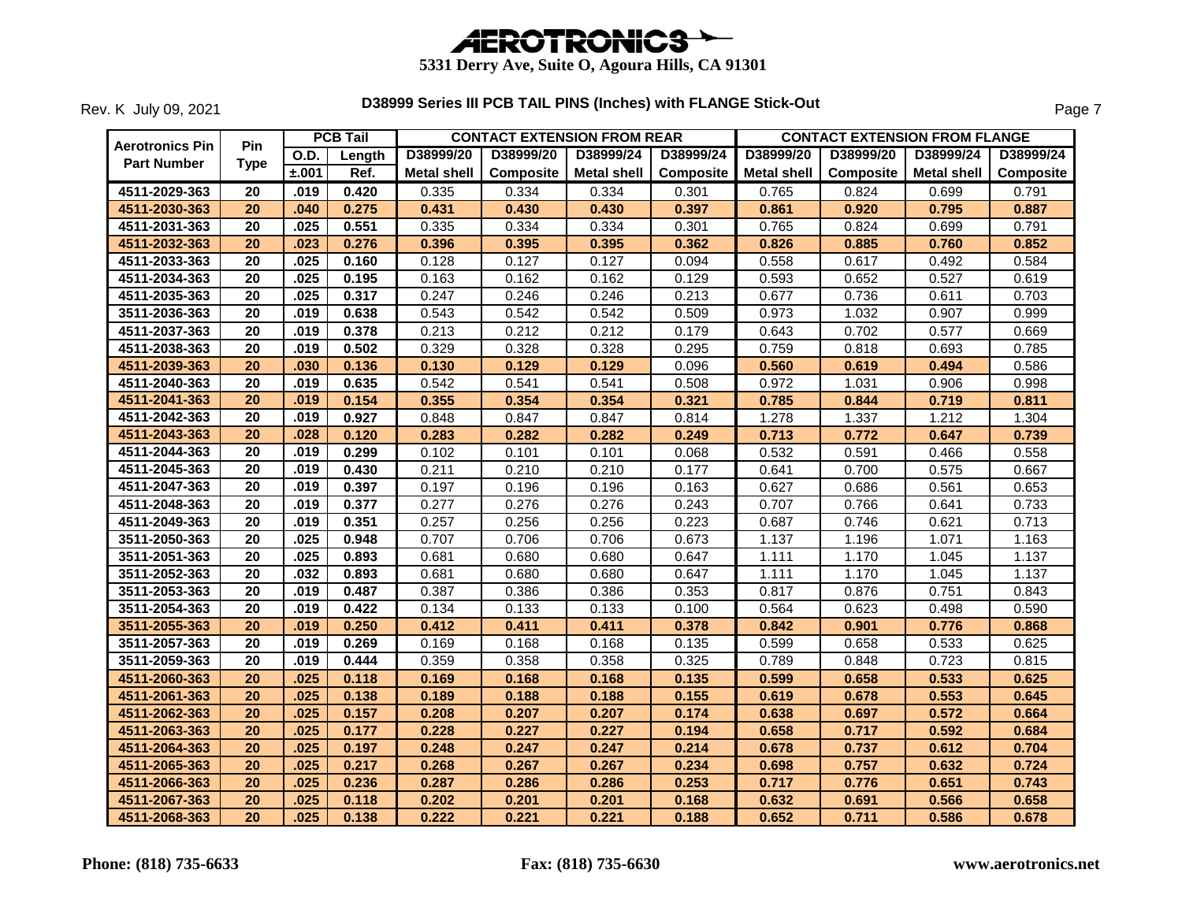# AEROTRONICS

**5331 Derry Ave, Suite O, Agoura Hills, CA 91301**

Rev. K July 09, 2021

## D38999 Series III PCB TAIL PINS (Inches) with FLANGE Stick-Out

| Aerotronics Pin Part Number | Pin Type | PCB Tail | | CONTACT EXTENSION FROM REAR | | | | CONTACT EXTENSION FROM FLANGE | | | |
|---|---|---|---|---|---|---|---|---|---|---|---|
| | | O.D. | Length | D38999/20 | D38999/20 | D38999/24 | D38999/24 | D38999/20 | D38999/20 | D38999/24 | D38999/24 |
| | | ±.001 | Ref. | Metal shell | Composite | Metal shell | Composite | Metal shell | Composite | Metal shell | Composite |
| 4511-2029-363 | 20 | .019 | 0.420 | 0.335 | 0.334 | 0.334 | 0.301 | 0.765 | 0.824 | 0.699 | 0.791 |
| **4511-2030-363** | **20** | **.040** | **0.275** | **0.431** | **0.430** | **0.430** | **0.397** | **0.861** | **0.920** | **0.795** | **0.887** |
| 4511-2031-363 | 20 | .025 | 0.551 | 0.335 | 0.334 | 0.334 | 0.301 | 0.765 | 0.824 | 0.699 | 0.791 |
| **4511-2032-363** | **20** | **.023** | **0.276** | **0.396** | **0.395** | **0.395** | **0.362** | **0.826** | **0.885** | **0.760** | **0.852** |
| 4511-2033-363 | 20 | .025 | 0.160 | 0.128 | 0.127 | 0.127 | 0.094 | 0.558 | 0.617 | 0.492 | 0.584 |
| 4511-2034-363 | 20 | .025 | 0.195 | 0.163 | 0.162 | 0.162 | 0.129 | 0.593 | 0.652 | 0.527 | 0.619 |
| 4511-2035-363 | 20 | .025 | 0.317 | 0.247 | 0.246 | 0.246 | 0.213 | 0.677 | 0.736 | 0.611 | 0.703 |
| 3511-2036-363 | 20 | .019 | 0.638 | 0.543 | 0.542 | 0.542 | 0.509 | 0.973 | 1.032 | 0.907 | 0.999 |
| 4511-2037-363 | 20 | .019 | 0.378 | 0.213 | 0.212 | 0.212 | 0.179 | 0.643 | 0.702 | 0.577 | 0.669 |
| 4511-2038-363 | 20 | .019 | 0.502 | 0.329 | 0.328 | 0.328 | 0.295 | 0.759 | 0.818 | 0.693 | 0.785 |
| **4511-2039-363** | **20** | **.030** | **0.136** | **0.130** | **0.129** | **0.129** | 0.096 | **0.560** | **0.619** | **0.494** | 0.586 |
| 4511-2040-363 | 20 | .019 | 0.635 | 0.542 | 0.541 | 0.541 | 0.508 | 0.972 | 1.031 | 0.906 | 0.998 |
| **4511-2041-363** | **20** | **.019** | **0.154** | **0.355** | **0.354** | **0.354** | **0.321** | **0.785** | **0.844** | **0.719** | **0.811** |
| 4511-2042-363 | 20 | .019 | 0.927 | 0.848 | 0.847 | 0.847 | 0.814 | 1.278 | 1.337 | 1.212 | 1.304 |
| **4511-2043-363** | **20** | **.028** | **0.120** | **0.283** | **0.282** | **0.282** | **0.249** | **0.713** | **0.772** | **0.647** | **0.739** |
| 4511-2044-363 | 20 | .019 | 0.299 | 0.102 | 0.101 | 0.101 | 0.068 | 0.532 | 0.591 | 0.466 | 0.558 |
| 4511-2045-363 | 20 | .019 | 0.430 | 0.211 | 0.210 | 0.210 | 0.177 | 0.641 | 0.700 | 0.575 | 0.667 |
| 4511-2047-363 | 20 | .019 | 0.397 | 0.197 | 0.196 | 0.196 | 0.163 | 0.627 | 0.686 | 0.561 | 0.653 |
| 4511-2048-363 | 20 | .019 | 0.377 | 0.277 | 0.276 | 0.276 | 0.243 | 0.707 | 0.766 | 0.641 | 0.733 |
| 4511-2049-363 | 20 | .019 | 0.351 | 0.257 | 0.256 | 0.256 | 0.223 | 0.687 | 0.746 | 0.621 | 0.713 |
| 3511-2050-363 | 20 | .025 | 0.948 | 0.707 | 0.706 | 0.706 | 0.673 | 1.137 | 1.196 | 1.071 | 1.163 |
| 3511-2051-363 | 20 | .025 | 0.893 | 0.681 | 0.680 | 0.680 | 0.647 | 1.111 | 1.170 | 1.045 | 1.137 |
| 3511-2052-363 | 20 | .032 | 0.893 | 0.681 | 0.680 | 0.680 | 0.647 | 1.111 | 1.170 | 1.045 | 1.137 |
| 3511-2053-363 | 20 | .019 | 0.487 | 0.387 | 0.386 | 0.386 | 0.353 | 0.817 | 0.876 | 0.751 | 0.843 |
| 3511-2054-363 | 20 | .019 | 0.422 | 0.134 | 0.133 | 0.133 | 0.100 | 0.564 | 0.623 | 0.498 | 0.590 |
| **3511-2055-363** | **20** | **.019** | **0.250** | **0.412** | **0.411** | **0.411** | **0.378** | **0.842** | **0.901** | **0.776** | **0.868** |
| 3511-2057-363 | 20 | .019 | 0.269 | 0.169 | 0.168 | 0.168 | 0.135 | 0.599 | 0.658 | 0.533 | 0.625 |
| 3511-2059-363 | 20 | .019 | 0.444 | 0.359 | 0.358 | 0.358 | 0.325 | 0.789 | 0.848 | 0.723 | 0.815 |
| **4511-2060-363** | **20** | **.025** | **0.118** | **0.169** | **0.168** | **0.168** | **0.135** | **0.599** | **0.658** | **0.533** | **0.625** |
| **4511-2061-363** | **20** | **.025** | **0.138** | **0.189** | **0.188** | **0.188** | **0.155** | **0.619** | **0.678** | **0.553** | **0.645** |
| **4511-2062-363** | **20** | **.025** | **0.157** | **0.208** | **0.207** | **0.207** | **0.174** | **0.638** | **0.697** | **0.572** | **0.664** |
| **4511-2063-363** | **20** | **.025** | **0.177** | **0.228** | **0.227** | **0.227** | **0.194** | **0.658** | **0.717** | **0.592** | **0.684** |
| **4511-2064-363** | **20** | **.025** | **0.197** | **0.248** | **0.247** | **0.247** | **0.214** | **0.678** | **0.737** | **0.612** | **0.704** |
| **4511-2065-363** | **20** | **.025** | **0.217** | **0.268** | **0.267** | **0.267** | **0.234** | **0.698** | **0.757** | **0.632** | **0.724** |
| **4511-2066-363** | **20** | **.025** | **0.236** | **0.287** | **0.286** | **0.286** | **0.253** | **0.717** | **0.776** | **0.651** | **0.743** |
| **4511-2067-363** | **20** | **.025** | **0.118** | **0.202** | **0.201** | **0.201** | **0.168** | **0.632** | **0.691** | **0.566** | **0.658** |
| **4511-2068-363** | **20** | **.025** | **0.138** | **0.222** | **0.221** | **0.221** | **0.188** | **0.652** | **0.711** | **0.586** | **0.678** |

**Phone: (818) 735-6633** | **Fax: (818) 735-6630** | **www.aerotronics.net**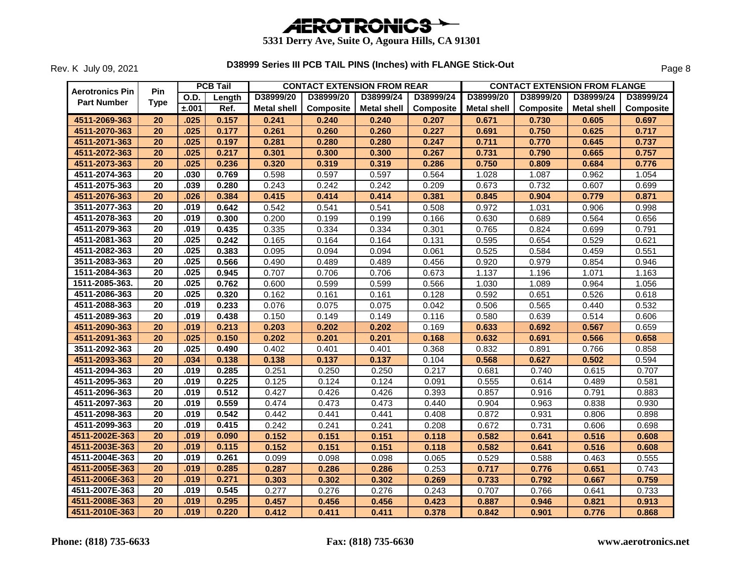# AEROTRONICS

**5331 Derry Ave, Suite O, Agoura Hills, CA 91301**

Rev. K July 09, 2021

## D38999 Series III PCB TAIL PINS (Inches) with FLANGE Stick-Out

| Aerotronics Pin Part Number | Pin Type | PCB Tail | | CONTACT EXTENSION FROM REAR | | | | CONTACT EXTENSION FROM FLANGE | | | |
|---|---|---|---|---|---|---|---|---|---|---|---|
| | | O.D. | Length | D38999/20 | D38999/20 | D38999/24 | D38999/24 | D38999/20 | D38999/20 | D38999/24 | D38999/24 |
| | | ±.001 | Ref. | Metal shell | Composite | Metal shell | Composite | Metal shell | Composite | Metal shell | Composite |
| 4511-2069-363 | 20 | .025 | 0.157 | 0.241 | 0.240 | 0.240 | 0.207 | 0.671 | 0.730 | 0.605 | 0.697 |
| 4511-2070-363 | 20 | .025 | 0.177 | 0.261 | 0.260 | 0.260 | 0.227 | 0.691 | 0.750 | 0.625 | 0.717 |
| 4511-2071-363 | 20 | .025 | 0.197 | 0.281 | 0.280 | 0.280 | 0.247 | 0.711 | 0.770 | 0.645 | 0.737 |
| 4511-2072-363 | 20 | .025 | 0.217 | 0.301 | 0.300 | 0.300 | 0.267 | 0.731 | 0.790 | 0.665 | 0.757 |
| 4511-2073-363 | 20 | .025 | 0.236 | 0.320 | 0.319 | 0.319 | 0.286 | 0.750 | 0.809 | 0.684 | 0.776 |
| 4511-2074-363 | 20 | .030 | 0.769 | 0.598 | 0.597 | 0.597 | 0.564 | 1.028 | 1.087 | 0.962 | 1.054 |
| 4511-2075-363 | 20 | .039 | 0.280 | 0.243 | 0.242 | 0.242 | 0.209 | 0.673 | 0.732 | 0.607 | 0.699 |
| 4511-2076-363 | 20 | .026 | 0.384 | 0.415 | 0.414 | 0.414 | 0.381 | 0.845 | 0.904 | 0.779 | 0.871 |
| 3511-2077-363 | 20 | .019 | 0.642 | 0.542 | 0.541 | 0.541 | 0.508 | 0.972 | 1.031 | 0.906 | 0.998 |
| 4511-2078-363 | 20 | .019 | 0.300 | 0.200 | 0.199 | 0.199 | 0.166 | 0.630 | 0.689 | 0.564 | 0.656 |
| 4511-2079-363 | 20 | .019 | 0.435 | 0.335 | 0.334 | 0.334 | 0.301 | 0.765 | 0.824 | 0.699 | 0.791 |
| 4511-2081-363 | 20 | .025 | 0.242 | 0.165 | 0.164 | 0.164 | 0.131 | 0.595 | 0.654 | 0.529 | 0.621 |
| 4511-2082-363 | 20 | .025 | 0.383 | 0.095 | 0.094 | 0.094 | 0.061 | 0.525 | 0.584 | 0.459 | 0.551 |
| 3511-2083-363 | 20 | .025 | 0.566 | 0.490 | 0.489 | 0.489 | 0.456 | 0.920 | 0.979 | 0.854 | 0.946 |
| 1511-2084-363 | 20 | .025 | 0.945 | 0.707 | 0.706 | 0.706 | 0.673 | 1.137 | 1.196 | 1.071 | 1.163 |
| 1511-2085-363. | 20 | .025 | 0.762 | 0.600 | 0.599 | 0.599 | 0.566 | 1.030 | 1.089 | 0.964 | 1.056 |
| 4511-2086-363 | 20 | .025 | 0.320 | 0.162 | 0.161 | 0.161 | 0.128 | 0.592 | 0.651 | 0.526 | 0.618 |
| 4511-2088-363 | 20 | .019 | 0.233 | 0.076 | 0.075 | 0.075 | 0.042 | 0.506 | 0.565 | 0.440 | 0.532 |
| 4511-2089-363 | 20 | .019 | 0.438 | 0.150 | 0.149 | 0.149 | 0.116 | 0.580 | 0.639 | 0.514 | 0.606 |
| 4511-2090-363 | 20 | .019 | 0.213 | 0.203 | 0.202 | 0.202 | 0.169 | 0.633 | 0.692 | 0.567 | 0.659 |
| 4511-2091-363 | 20 | .025 | 0.150 | 0.202 | 0.201 | 0.201 | 0.168 | 0.632 | 0.691 | 0.566 | 0.658 |
| 3511-2092-363 | 20 | .025 | 0.490 | 0.402 | 0.401 | 0.401 | 0.368 | 0.832 | 0.891 | 0.766 | 0.858 |
| 4511-2093-363 | 20 | .034 | 0.138 | 0.138 | 0.137 | 0.137 | 0.104 | 0.568 | 0.627 | 0.502 | 0.594 |
| 4511-2094-363 | 20 | .019 | 0.285 | 0.251 | 0.250 | 0.250 | 0.217 | 0.681 | 0.740 | 0.615 | 0.707 |
| 4511-2095-363 | 20 | .019 | 0.225 | 0.125 | 0.124 | 0.124 | 0.091 | 0.555 | 0.614 | 0.489 | 0.581 |
| 4511-2096-363 | 20 | .019 | 0.512 | 0.427 | 0.426 | 0.426 | 0.393 | 0.857 | 0.916 | 0.791 | 0.883 |
| 4511-2097-363 | 20 | .019 | 0.559 | 0.474 | 0.473 | 0.473 | 0.440 | 0.904 | 0.963 | 0.838 | 0.930 |
| 4511-2098-363 | 20 | .019 | 0.542 | 0.442 | 0.441 | 0.441 | 0.408 | 0.872 | 0.931 | 0.806 | 0.898 |
| 4511-2099-363 | 20 | .019 | 0.415 | 0.242 | 0.241 | 0.241 | 0.208 | 0.672 | 0.731 | 0.606 | 0.698 |
| 4511-2002E-363 | 20 | .019 | 0.090 | 0.152 | 0.151 | 0.151 | 0.118 | 0.582 | 0.641 | 0.516 | 0.608 |
| 4511-2003E-363 | 20 | .019 | 0.115 | 0.152 | 0.151 | 0.151 | 0.118 | 0.582 | 0.641 | 0.516 | 0.608 |
| 4511-2004E-363 | 20 | .019 | 0.261 | 0.099 | 0.098 | 0.098 | 0.065 | 0.529 | 0.588 | 0.463 | 0.555 |
| 4511-2005E-363 | 20 | .019 | 0.285 | 0.287 | 0.286 | 0.286 | 0.253 | 0.717 | 0.776 | 0.651 | 0.743 |
| 4511-2006E-363 | 20 | .019 | 0.271 | 0.303 | 0.302 | 0.302 | 0.269 | 0.733 | 0.792 | 0.667 | 0.759 |
| 4511-2007E-363 | 20 | .019 | 0.545 | 0.277 | 0.276 | 0.276 | 0.243 | 0.707 | 0.766 | 0.641 | 0.733 |
| 4511-2008E-363 | 20 | .019 | 0.295 | 0.457 | 0.456 | 0.456 | 0.423 | 0.887 | 0.946 | 0.821 | 0.913 |
| 4511-2010E-363 | 20 | .019 | 0.220 | 0.412 | 0.411 | 0.411 | 0.378 | 0.842 | 0.901 | 0.776 | 0.868 |

**Phone: (818) 735-6633** **Fax: (818) 735-6630** **www.aerotronics.net**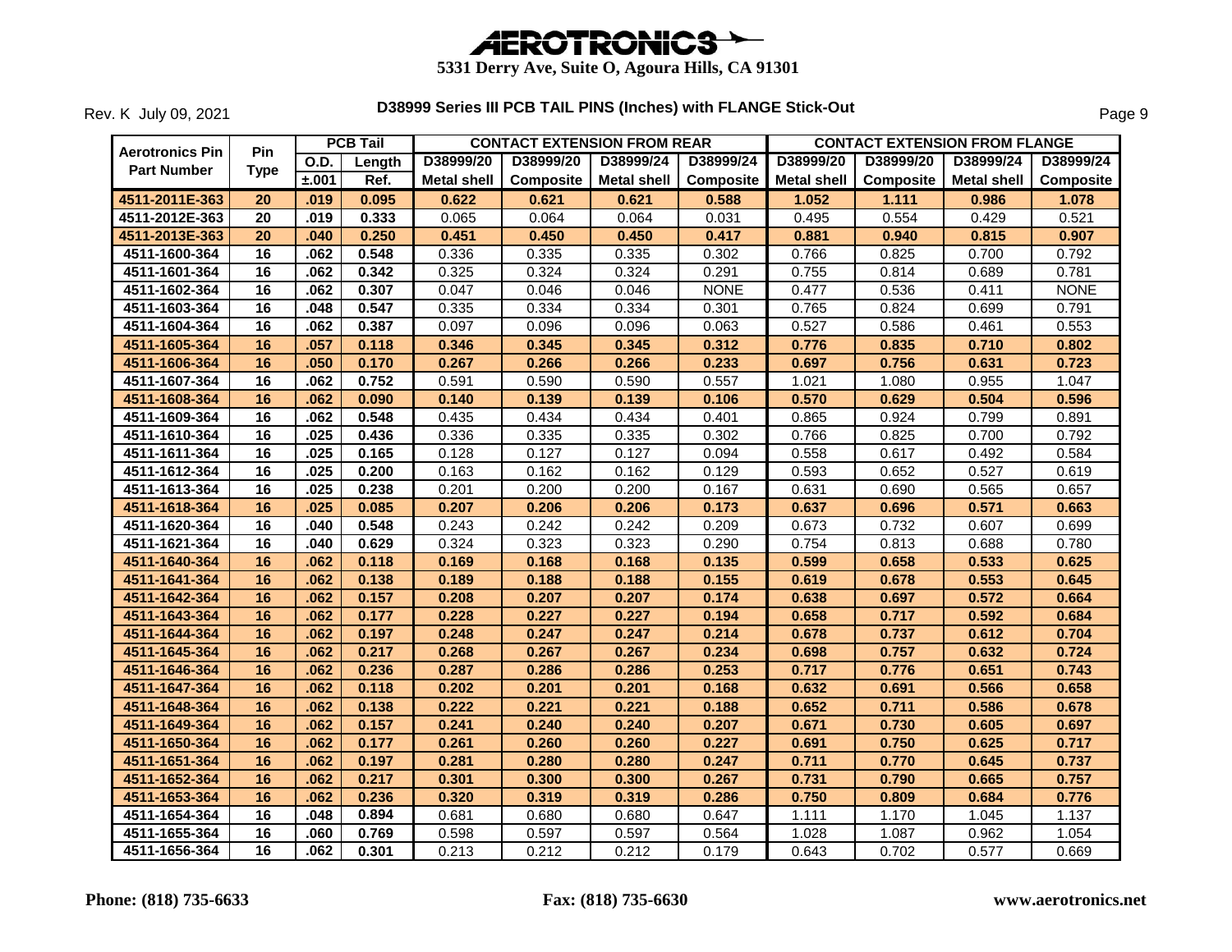# AEROTRONICS

**5331 Derry Ave, Suite O, Agoura Hills, CA 91301**

Rev. K July 09, 2021

## D38999 Series III PCB TAIL PINS (Inches) with FLANGE Stick-Out

| Aerotronics Pin Part Number | Pin Type | PCB Tail | | CONTACT EXTENSION FROM REAR | | | | CONTACT EXTENSION FROM FLANGE | | | |
|---|---|---|---|---|---|---|---|---|---|---|---|
| | | O.D. | Length | D38999/20 | D38999/20 | D38999/24 | D38999/24 | D38999/20 | D38999/20 | D38999/24 | D38999/24 |
| | | ±.001 | Ref. | Metal shell | Composite | Metal shell | Composite | Metal shell | Composite | Metal shell | Composite |
| **4511-2011E-363** | **20** | **.019** | **0.095** | **0.622** | **0.621** | **0.621** | **0.588** | **1.052** | **1.111** | **0.986** | **1.078** |
| 4511-2012E-363 | 20 | .019 | 0.333 | 0.065 | 0.064 | 0.064 | 0.031 | 0.495 | 0.554 | 0.429 | 0.521 |
| **4511-2013E-363** | **20** | **.040** | **0.250** | **0.451** | **0.450** | **0.450** | **0.417** | **0.881** | **0.940** | **0.815** | **0.907** |
| 4511-1600-364 | 16 | .062 | 0.548 | 0.336 | 0.335 | 0.335 | 0.302 | 0.766 | 0.825 | 0.700 | 0.792 |
| 4511-1601-364 | 16 | .062 | 0.342 | 0.325 | 0.324 | 0.324 | 0.291 | 0.755 | 0.814 | 0.689 | 0.781 |
| 4511-1602-364 | 16 | .062 | 0.307 | 0.047 | 0.046 | 0.046 | NONE | 0.477 | 0.536 | 0.411 | NONE |
| 4511-1603-364 | 16 | .048 | 0.547 | 0.335 | 0.334 | 0.334 | 0.301 | 0.765 | 0.824 | 0.699 | 0.791 |
| 4511-1604-364 | 16 | .062 | 0.387 | 0.097 | 0.096 | 0.096 | 0.063 | 0.527 | 0.586 | 0.461 | 0.553 |
| **4511-1605-364** | **16** | **.057** | **0.118** | **0.346** | **0.345** | **0.345** | **0.312** | **0.776** | **0.835** | **0.710** | **0.802** |
| **4511-1606-364** | **16** | **.050** | **0.170** | **0.267** | **0.266** | **0.266** | **0.233** | **0.697** | **0.756** | **0.631** | **0.723** |
| 4511-1607-364 | 16 | .062 | 0.752 | 0.591 | 0.590 | 0.590 | 0.557 | 1.021 | 1.080 | 0.955 | 1.047 |
| **4511-1608-364** | **16** | **.062** | **0.090** | **0.140** | **0.139** | **0.139** | **0.106** | **0.570** | **0.629** | **0.504** | **0.596** |
| 4511-1609-364 | 16 | .062 | 0.548 | 0.435 | 0.434 | 0.434 | 0.401 | 0.865 | 0.924 | 0.799 | 0.891 |
| 4511-1610-364 | 16 | .025 | 0.436 | 0.336 | 0.335 | 0.335 | 0.302 | 0.766 | 0.825 | 0.700 | 0.792 |
| 4511-1611-364 | 16 | .025 | 0.165 | 0.128 | 0.127 | 0.127 | 0.094 | 0.558 | 0.617 | 0.492 | 0.584 |
| 4511-1612-364 | 16 | .025 | 0.200 | 0.163 | 0.162 | 0.162 | 0.129 | 0.593 | 0.652 | 0.527 | 0.619 |
| 4511-1613-364 | 16 | .025 | 0.238 | 0.201 | 0.200 | 0.200 | 0.167 | 0.631 | 0.690 | 0.565 | 0.657 |
| **4511-1618-364** | **16** | **.025** | **0.085** | **0.207** | **0.206** | **0.206** | **0.173** | **0.637** | **0.696** | **0.571** | **0.663** |
| 4511-1620-364 | 16 | .040 | 0.548 | 0.243 | 0.242 | 0.242 | 0.209 | 0.673 | 0.732 | 0.607 | 0.699 |
| 4511-1621-364 | 16 | .040 | 0.629 | 0.324 | 0.323 | 0.323 | 0.290 | 0.754 | 0.813 | 0.688 | 0.780 |
| **4511-1640-364** | **16** | **.062** | **0.118** | **0.169** | **0.168** | **0.168** | **0.135** | **0.599** | **0.658** | **0.533** | **0.625** |
| **4511-1641-364** | **16** | **.062** | **0.138** | **0.189** | **0.188** | **0.188** | **0.155** | **0.619** | **0.678** | **0.553** | **0.645** |
| **4511-1642-364** | **16** | **.062** | **0.157** | **0.208** | **0.207** | **0.207** | **0.174** | **0.638** | **0.697** | **0.572** | **0.664** |
| **4511-1643-364** | **16** | **.062** | **0.177** | **0.228** | **0.227** | **0.227** | **0.194** | **0.658** | **0.717** | **0.592** | **0.684** |
| **4511-1644-364** | **16** | **.062** | **0.197** | **0.248** | **0.247** | **0.247** | **0.214** | **0.678** | **0.737** | **0.612** | **0.704** |
| **4511-1645-364** | **16** | **.062** | **0.217** | **0.268** | **0.267** | **0.267** | **0.234** | **0.698** | **0.757** | **0.632** | **0.724** |
| **4511-1646-364** | **16** | **.062** | **0.236** | **0.287** | **0.286** | **0.286** | **0.253** | **0.717** | **0.776** | **0.651** | **0.743** |
| **4511-1647-364** | **16** | **.062** | **0.118** | **0.202** | **0.201** | **0.201** | **0.168** | **0.632** | **0.691** | **0.566** | **0.658** |
| **4511-1648-364** | **16** | **.062** | **0.138** | **0.222** | **0.221** | **0.221** | **0.188** | **0.652** | **0.711** | **0.586** | **0.678** |
| **4511-1649-364** | **16** | **.062** | **0.157** | **0.241** | **0.240** | **0.240** | **0.207** | **0.671** | **0.730** | **0.605** | **0.697** |
| **4511-1650-364** | **16** | **.062** | **0.177** | **0.261** | **0.260** | **0.260** | **0.227** | **0.691** | **0.750** | **0.625** | **0.717** |
| **4511-1651-364** | **16** | **.062** | **0.197** | **0.281** | **0.280** | **0.280** | **0.247** | **0.711** | **0.770** | **0.645** | **0.737** |
| **4511-1652-364** | **16** | **.062** | **0.217** | **0.301** | **0.300** | **0.300** | **0.267** | **0.731** | **0.790** | **0.665** | **0.757** |
| **4511-1653-364** | **16** | **.062** | **0.236** | **0.320** | **0.319** | **0.319** | **0.286** | **0.750** | **0.809** | **0.684** | **0.776** |
| 4511-1654-364 | 16 | .048 | 0.894 | 0.681 | 0.680 | 0.680 | 0.647 | 1.111 | 1.170 | 1.045 | 1.137 |
| 4511-1655-364 | 16 | .060 | 0.769 | 0.598 | 0.597 | 0.597 | 0.564 | 1.028 | 1.087 | 0.962 | 1.054 |
| 4511-1656-364 | 16 | .062 | 0.301 | 0.213 | 0.212 | 0.212 | 0.179 | 0.643 | 0.702 | 0.577 | 0.669 |

**Phone: (818) 735-6633** **Fax: (818) 735-6630** **www.aerotronics.net**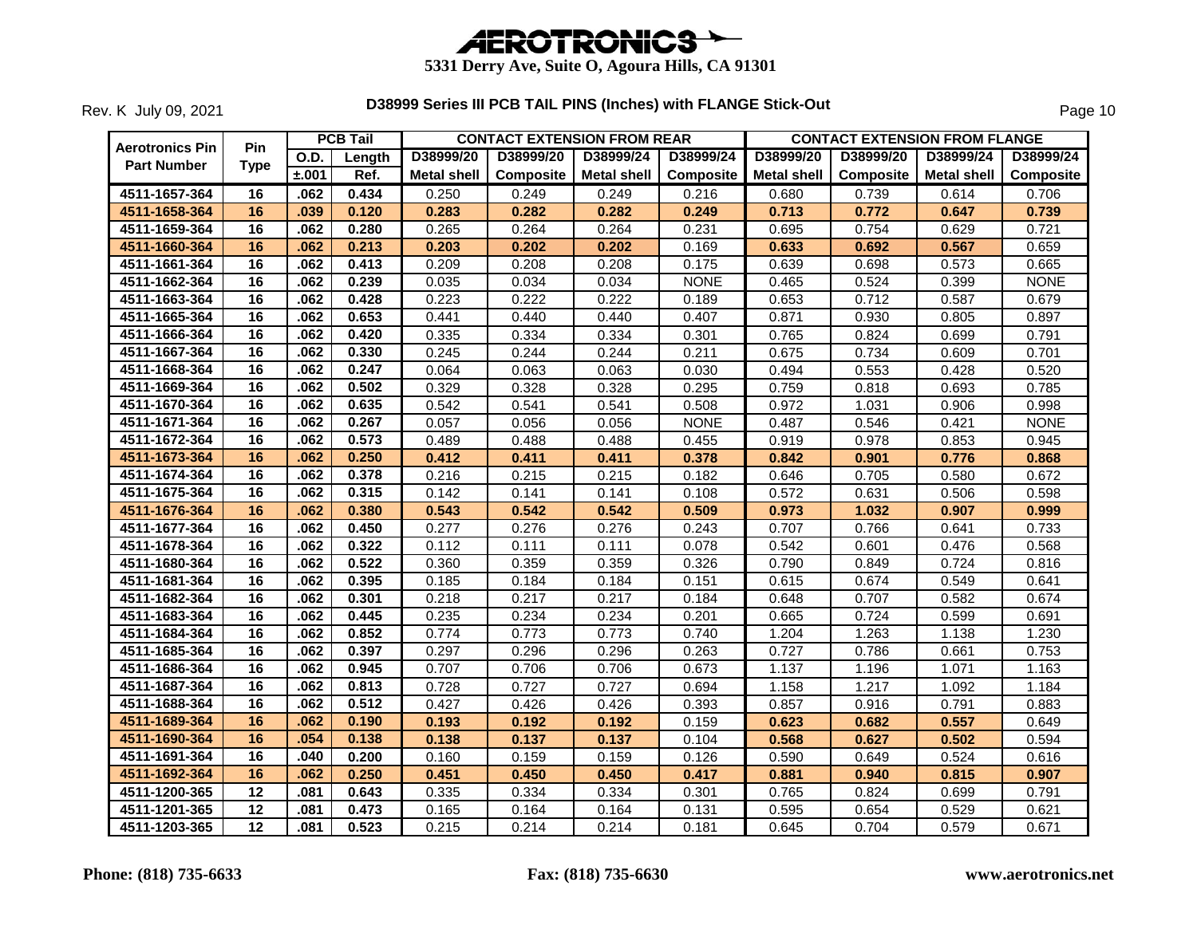# AEROTRONICS

**5331 Derry Ave, Suite O, Agoura Hills, CA 91301**

Rev. K July 09, 2021

## D38999 Series III PCB TAIL PINS (Inches) with FLANGE Stick-Out

| Aerotronics Pin Part Number | Pin Type | PCB Tail | | CONTACT EXTENSION FROM REAR | | | | CONTACT EXTENSION FROM FLANGE | | | |
|---|---|---|---|---|---|---|---|---|---|---|---|
| | | O.D. | Length | D38999/20 | D38999/20 | D38999/24 | D38999/24 | D38999/20 | D38999/20 | D38999/24 | D38999/24 |
| | | ±.001 | Ref. | Metal shell | Composite | Metal shell | Composite | Metal shell | Composite | Metal shell | Composite |
| 4511-1657-364 | 16 | .062 | 0.434 | 0.250 | 0.249 | 0.249 | 0.216 | 0.680 | 0.739 | 0.614 | 0.706 |
| 4511-1658-364 | 16 | .039 | 0.120 | 0.283 | 0.282 | 0.282 | 0.249 | 0.713 | 0.772 | 0.647 | 0.739 |
| 4511-1659-364 | 16 | .062 | 0.280 | 0.265 | 0.264 | 0.264 | 0.231 | 0.695 | 0.754 | 0.629 | 0.721 |
| 4511-1660-364 | 16 | .062 | 0.213 | 0.203 | 0.202 | 0.202 | 0.169 | 0.633 | 0.692 | 0.567 | 0.659 |
| 4511-1661-364 | 16 | .062 | 0.413 | 0.209 | 0.208 | 0.208 | 0.175 | 0.639 | 0.698 | 0.573 | 0.665 |
| 4511-1662-364 | 16 | .062 | 0.239 | 0.035 | 0.034 | 0.034 | NONE | 0.465 | 0.524 | 0.399 | NONE |
| 4511-1663-364 | 16 | .062 | 0.428 | 0.223 | 0.222 | 0.222 | 0.189 | 0.653 | 0.712 | 0.587 | 0.679 |
| 4511-1665-364 | 16 | .062 | 0.653 | 0.441 | 0.440 | 0.440 | 0.407 | 0.871 | 0.930 | 0.805 | 0.897 |
| 4511-1666-364 | 16 | .062 | 0.420 | 0.335 | 0.334 | 0.334 | 0.301 | 0.765 | 0.824 | 0.699 | 0.791 |
| 4511-1667-364 | 16 | .062 | 0.330 | 0.245 | 0.244 | 0.244 | 0.211 | 0.675 | 0.734 | 0.609 | 0.701 |
| 4511-1668-364 | 16 | .062 | 0.247 | 0.064 | 0.063 | 0.063 | 0.030 | 0.494 | 0.553 | 0.428 | 0.520 |
| 4511-1669-364 | 16 | .062 | 0.502 | 0.329 | 0.328 | 0.328 | 0.295 | 0.759 | 0.818 | 0.693 | 0.785 |
| 4511-1670-364 | 16 | .062 | 0.635 | 0.542 | 0.541 | 0.541 | 0.508 | 0.972 | 1.031 | 0.906 | 0.998 |
| 4511-1671-364 | 16 | .062 | 0.267 | 0.057 | 0.056 | 0.056 | NONE | 0.487 | 0.546 | 0.421 | NONE |
| 4511-1672-364 | 16 | .062 | 0.573 | 0.489 | 0.488 | 0.488 | 0.455 | 0.919 | 0.978 | 0.853 | 0.945 |
| 4511-1673-364 | 16 | .062 | 0.250 | 0.412 | 0.411 | 0.411 | 0.378 | 0.842 | 0.901 | 0.776 | 0.868 |
| 4511-1674-364 | 16 | .062 | 0.378 | 0.216 | 0.215 | 0.215 | 0.182 | 0.646 | 0.705 | 0.580 | 0.672 |
| 4511-1675-364 | 16 | .062 | 0.315 | 0.142 | 0.141 | 0.141 | 0.108 | 0.572 | 0.631 | 0.506 | 0.598 |
| 4511-1676-364 | 16 | .062 | 0.380 | 0.543 | 0.542 | 0.542 | 0.509 | 0.973 | 1.032 | 0.907 | 0.999 |
| 4511-1677-364 | 16 | .062 | 0.450 | 0.277 | 0.276 | 0.276 | 0.243 | 0.707 | 0.766 | 0.641 | 0.733 |
| 4511-1678-364 | 16 | .062 | 0.322 | 0.112 | 0.111 | 0.111 | 0.078 | 0.542 | 0.601 | 0.476 | 0.568 |
| 4511-1680-364 | 16 | .062 | 0.522 | 0.360 | 0.359 | 0.359 | 0.326 | 0.790 | 0.849 | 0.724 | 0.816 |
| 4511-1681-364 | 16 | .062 | 0.395 | 0.185 | 0.184 | 0.184 | 0.151 | 0.615 | 0.674 | 0.549 | 0.641 |
| 4511-1682-364 | 16 | .062 | 0.301 | 0.218 | 0.217 | 0.217 | 0.184 | 0.648 | 0.707 | 0.582 | 0.674 |
| 4511-1683-364 | 16 | .062 | 0.445 | 0.235 | 0.234 | 0.234 | 0.201 | 0.665 | 0.724 | 0.599 | 0.691 |
| 4511-1684-364 | 16 | .062 | 0.852 | 0.774 | 0.773 | 0.773 | 0.740 | 1.204 | 1.263 | 1.138 | 1.230 |
| 4511-1685-364 | 16 | .062 | 0.397 | 0.297 | 0.296 | 0.296 | 0.263 | 0.727 | 0.786 | 0.661 | 0.753 |
| 4511-1686-364 | 16 | .062 | 0.945 | 0.707 | 0.706 | 0.706 | 0.673 | 1.137 | 1.196 | 1.071 | 1.163 |
| 4511-1687-364 | 16 | .062 | 0.813 | 0.728 | 0.727 | 0.727 | 0.694 | 1.158 | 1.217 | 1.092 | 1.184 |
| 4511-1688-364 | 16 | .062 | 0.512 | 0.427 | 0.426 | 0.426 | 0.393 | 0.857 | 0.916 | 0.791 | 0.883 |
| 4511-1689-364 | 16 | .062 | 0.190 | 0.193 | 0.192 | 0.192 | 0.159 | 0.623 | 0.682 | 0.557 | 0.649 |
| 4511-1690-364 | 16 | .054 | 0.138 | 0.138 | 0.137 | 0.137 | 0.104 | 0.568 | 0.627 | 0.502 | 0.594 |
| 4511-1691-364 | 16 | .040 | 0.200 | 0.160 | 0.159 | 0.159 | 0.126 | 0.590 | 0.649 | 0.524 | 0.616 |
| 4511-1692-364 | 16 | .062 | 0.250 | 0.451 | 0.450 | 0.450 | 0.417 | 0.881 | 0.940 | 0.815 | 0.907 |
| 4511-1200-365 | 12 | .081 | 0.643 | 0.335 | 0.334 | 0.334 | 0.301 | 0.765 | 0.824 | 0.699 | 0.791 |
| 4511-1201-365 | 12 | .081 | 0.473 | 0.165 | 0.164 | 0.164 | 0.131 | 0.595 | 0.654 | 0.529 | 0.621 |
| 4511-1203-365 | 12 | .081 | 0.523 | 0.215 | 0.214 | 0.214 | 0.181 | 0.645 | 0.704 | 0.579 | 0.671 |

**Phone: (818) 735-6633** **Fax: (818) 735-6630** **www.aerotronics.net**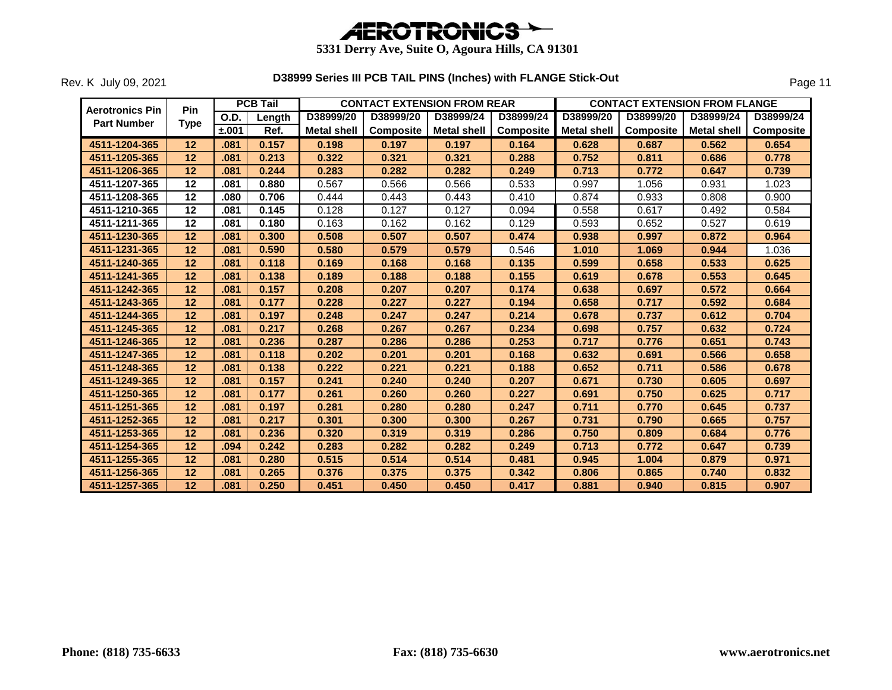**5331 Derry Ave, Suite O, Agoura Hills, CA 91301**

Rev. K July 09, 2021

## D38999 Series III PCB TAIL PINS (Inches) with FLANGE Stick-Out

| Aerotronics Pin Part Number | Pin Type | PCB Tail | | CONTACT EXTENSION FROM REAR | | | | CONTACT EXTENSION FROM FLANGE | | | |
|---|---|---|---|---|---|---|---|---|---|---|---|
| | | O.D. | Length | D38999/20 | D38999/20 | D38999/24 | D38999/24 | D38999/20 | D38999/20 | D38999/24 | D38999/24 |
| | | ±.001 | Ref. | Metal shell | Composite | Metal shell | Composite | Metal shell | Composite | Metal shell | Composite |
| 4511-1204-365 | 12 | .081 | 0.157 | 0.198 | 0.197 | 0.197 | 0.164 | 0.628 | 0.687 | 0.562 | 0.654 |
| 4511-1205-365 | 12 | .081 | 0.213 | 0.322 | 0.321 | 0.321 | 0.288 | 0.752 | 0.811 | 0.686 | 0.778 |
| 4511-1206-365 | 12 | .081 | 0.244 | 0.283 | 0.282 | 0.282 | 0.249 | 0.713 | 0.772 | 0.647 | 0.739 |
| 4511-1207-365 | 12 | .081 | 0.880 | 0.567 | 0.566 | 0.566 | 0.533 | 0.997 | 1.056 | 0.931 | 1.023 |
| 4511-1208-365 | 12 | .080 | 0.706 | 0.444 | 0.443 | 0.443 | 0.410 | 0.874 | 0.933 | 0.808 | 0.900 |
| 4511-1210-365 | 12 | .081 | 0.145 | 0.128 | 0.127 | 0.127 | 0.094 | 0.558 | 0.617 | 0.492 | 0.584 |
| 4511-1211-365 | 12 | .081 | 0.180 | 0.163 | 0.162 | 0.162 | 0.129 | 0.593 | 0.652 | 0.527 | 0.619 |
| 4511-1230-365 | 12 | .081 | 0.300 | 0.508 | 0.507 | 0.507 | 0.474 | 0.938 | 0.997 | 0.872 | 0.964 |
| 4511-1231-365 | 12 | .081 | 0.590 | 0.580 | 0.579 | 0.579 | 0.546 | 1.010 | 1.069 | 0.944 | 1.036 |
| 4511-1240-365 | 12 | .081 | 0.118 | 0.169 | 0.168 | 0.168 | 0.135 | 0.599 | 0.658 | 0.533 | 0.625 |
| 4511-1241-365 | 12 | .081 | 0.138 | 0.189 | 0.188 | 0.188 | 0.155 | 0.619 | 0.678 | 0.553 | 0.645 |
| 4511-1242-365 | 12 | .081 | 0.157 | 0.208 | 0.207 | 0.207 | 0.174 | 0.638 | 0.697 | 0.572 | 0.664 |
| 4511-1243-365 | 12 | .081 | 0.177 | 0.228 | 0.227 | 0.227 | 0.194 | 0.658 | 0.717 | 0.592 | 0.684 |
| 4511-1244-365 | 12 | .081 | 0.197 | 0.248 | 0.247 | 0.247 | 0.214 | 0.678 | 0.737 | 0.612 | 0.704 |
| 4511-1245-365 | 12 | .081 | 0.217 | 0.268 | 0.267 | 0.267 | 0.234 | 0.698 | 0.757 | 0.632 | 0.724 |
| 4511-1246-365 | 12 | .081 | 0.236 | 0.287 | 0.286 | 0.286 | 0.253 | 0.717 | 0.776 | 0.651 | 0.743 |
| 4511-1247-365 | 12 | .081 | 0.118 | 0.202 | 0.201 | 0.201 | 0.168 | 0.632 | 0.691 | 0.566 | 0.658 |
| 4511-1248-365 | 12 | .081 | 0.138 | 0.222 | 0.221 | 0.221 | 0.188 | 0.652 | 0.711 | 0.586 | 0.678 |
| 4511-1249-365 | 12 | .081 | 0.157 | 0.241 | 0.240 | 0.240 | 0.207 | 0.671 | 0.730 | 0.605 | 0.697 |
| 4511-1250-365 | 12 | .081 | 0.177 | 0.261 | 0.260 | 0.260 | 0.227 | 0.691 | 0.750 | 0.625 | 0.717 |
| 4511-1251-365 | 12 | .081 | 0.197 | 0.281 | 0.280 | 0.280 | 0.247 | 0.711 | 0.770 | 0.645 | 0.737 |
| 4511-1252-365 | 12 | .081 | 0.217 | 0.301 | 0.300 | 0.300 | 0.267 | 0.731 | 0.790 | 0.665 | 0.757 |
| 4511-1253-365 | 12 | .081 | 0.236 | 0.320 | 0.319 | 0.319 | 0.286 | 0.750 | 0.809 | 0.684 | 0.776 |
| 4511-1254-365 | 12 | .094 | 0.242 | 0.283 | 0.282 | 0.282 | 0.249 | 0.713 | 0.772 | 0.647 | 0.739 |
| 4511-1255-365 | 12 | .081 | 0.280 | 0.515 | 0.514 | 0.514 | 0.481 | 0.945 | 1.004 | 0.879 | 0.971 |
| 4511-1256-365 | 12 | .081 | 0.265 | 0.376 | 0.375 | 0.375 | 0.342 | 0.806 | 0.865 | 0.740 | 0.832 |
| 4511-1257-365 | 12 | .081 | 0.250 | 0.451 | 0.450 | 0.450 | 0.417 | 0.881 | 0.940 | 0.815 | 0.907 |

**Phone: (818) 735-6633** **Fax: (818) 735-6630** **www.aerotronics.net**